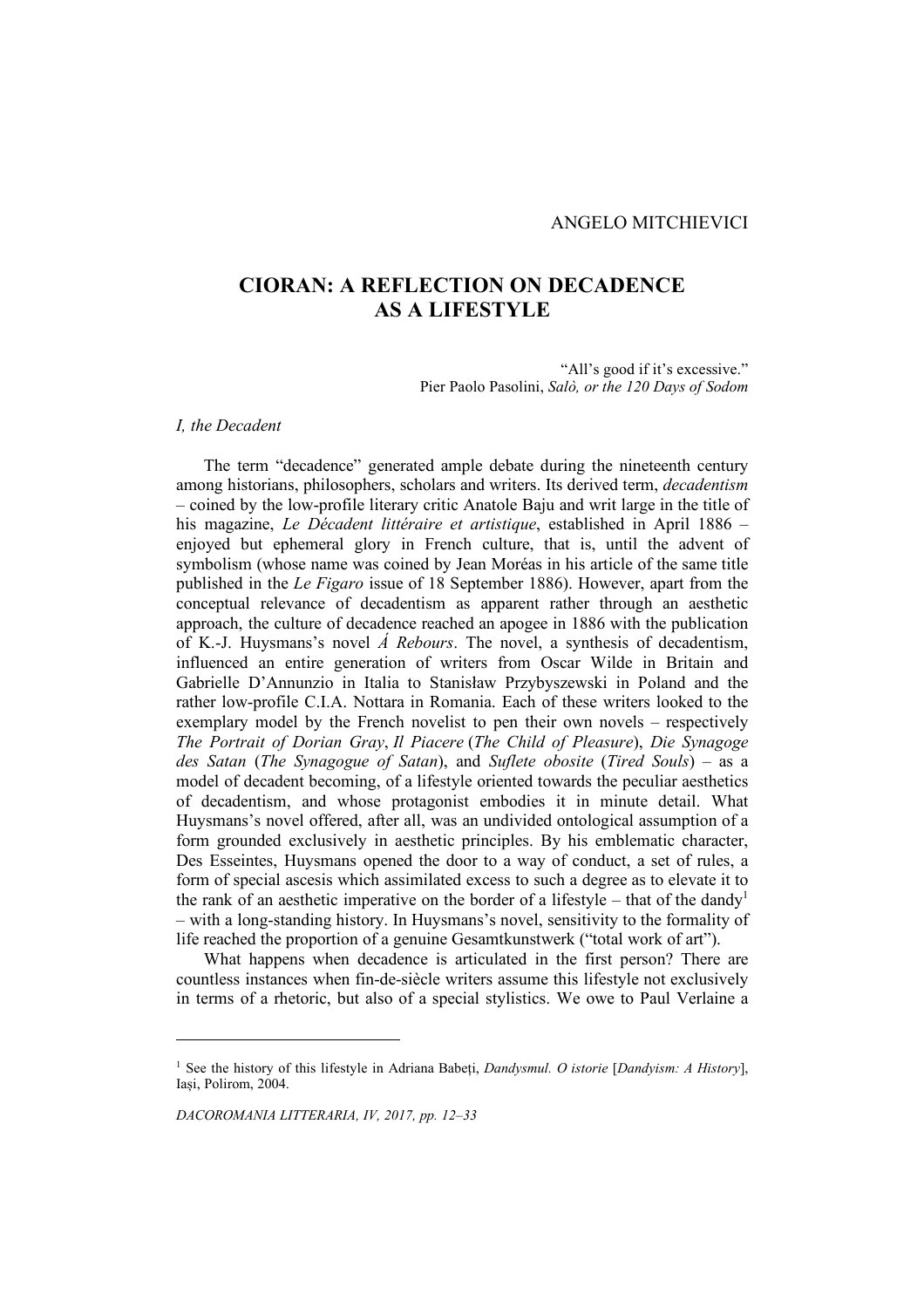ANGELO MITCHIEVICI

# CIORAN: A REFLECTION ON DECADENCE AS A LIFESTYLE

> "All's good if it's excessive."
> Pier Paolo Pasolini, *Salò, or the 120 Days of Sodom*

*I, the Decadent*

The term "decadence" generated ample debate during the nineteenth century among historians, philosophers, scholars and writers. Its derived term, *decadentism* – coined by the low-profile literary critic Anatole Baju and writ large in the title of his magazine, *Le Décadent littéraire et artistique*, established in April 1886 – enjoyed but ephemeral glory in French culture, that is, until the advent of symbolism (whose name was coined by Jean Moréas in his article of the same title published in the *Le Figaro* issue of 18 September 1886). However, apart from the conceptual relevance of decadentism as apparent rather through an aesthetic approach, the culture of decadence reached an apogee in 1886 with the publication of K.-J. Huysmans's novel *Á Rebours*. The novel, a synthesis of decadentism, influenced an entire generation of writers from Oscar Wilde in Britain and Gabrielle D'Annunzio in Italia to Stanisław Przybyszewski in Poland and the rather low-profile C.I.A. Nottara in Romania. Each of these writers looked to the exemplary model by the French novelist to pen their own novels – respectively *The Portrait of Dorian Gray*, *Il Piacere* (*The Child of Pleasure*), *Die Synagoge des Satan* (*The Synagogue of Satan*), and *Suflete obosite* (*Tired Souls*) – as a model of decadent becoming, of a lifestyle oriented towards the peculiar aesthetics of decadentism, and whose protagonist embodies it in minute detail. What Huysmans's novel offered, after all, was an undivided ontological assumption of a form grounded exclusively in aesthetic principles. By his emblematic character, Des Esseintes, Huysmans opened the door to a way of conduct, a set of rules, a form of special ascesis which assimilated excess to such a degree as to elevate it to the rank of an aesthetic imperative on the border of a lifestyle – that of the dandy[1] – with a long-standing history. In Huysmans's novel, sensitivity to the formality of life reached the proportion of a genuine Gesamtkunstwerk ("total work of art").

What happens when decadence is articulated in the first person? There are countless instances when fin-de-siècle writers assume this lifestyle not exclusively in terms of a rhetoric, but also of a special stylistics. We owe to Paul Verlaine a

---

[1] See the history of this lifestyle in Adriana Babeți, *Dandysmul. O istorie* [*Dandyism: A History*], Iași, Polirom, 2004.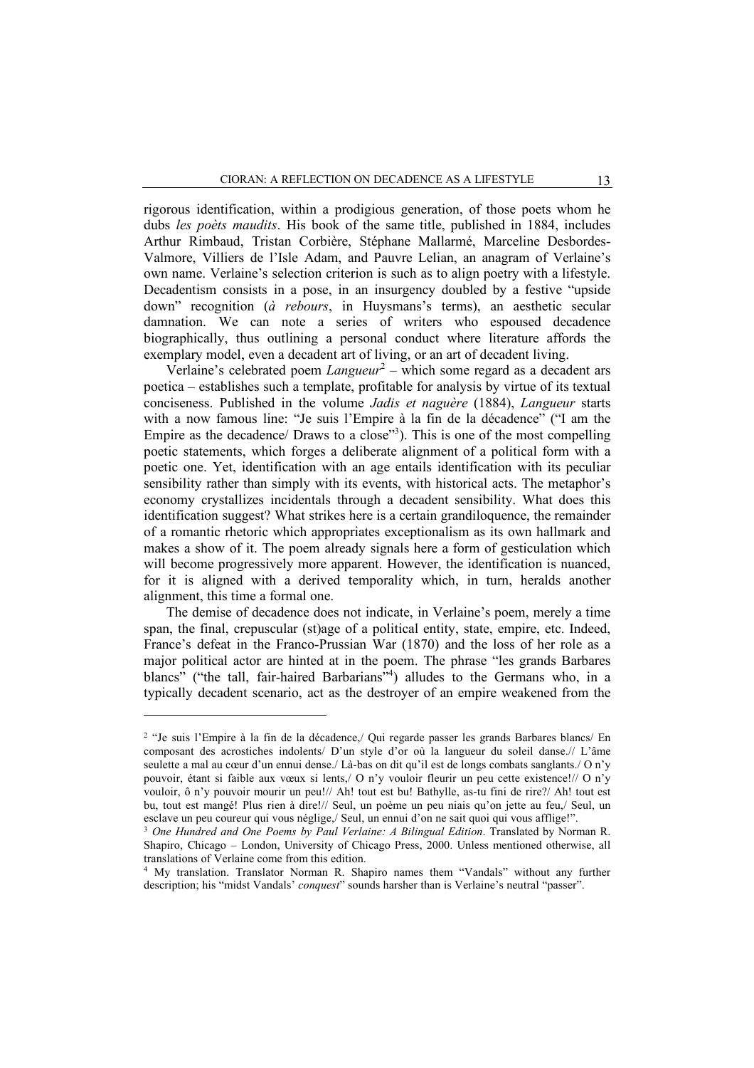rigorous identification, within a prodigious generation, of those poets whom he dubs *les poèts maudits*. His book of the same title, published in 1884, includes Arthur Rimbaud, Tristan Corbière, Stéphane Mallarmé, Marceline Desbordes-Valmore, Villiers de l'Isle Adam, and Pauvre Lelian, an anagram of Verlaine's own name. Verlaine's selection criterion is such as to align poetry with a lifestyle. Decadentism consists in a pose, in an insurgency doubled by a festive "upside down" recognition (*à rebours*, in Huysmans's terms), an aesthetic secular damnation. We can note a series of writers who espoused decadence biographically, thus outlining a personal conduct where literature affords the exemplary model, even a decadent art of living, or an art of decadent living.

Verlaine's celebrated poem *Langueur*[2] – which some regard as a decadent ars poetica – establishes such a template, profitable for analysis by virtue of its textual conciseness. Published in the volume *Jadis et naguère* (1884), *Langueur* starts with a now famous line: "Je suis l'Empire à la fin de la décadence" ("I am the Empire as the decadence/ Draws to a close"[3]). This is one of the most compelling poetic statements, which forges a deliberate alignment of a political form with a poetic one. Yet, identification with an age entails identification with its peculiar sensibility rather than simply with its events, with historical acts. The metaphor's economy crystallizes incidentals through a decadent sensibility. What does this identification suggest? What strikes here is a certain grandiloquence, the remainder of a romantic rhetoric which appropriates exceptionalism as its own hallmark and makes a show of it. The poem already signals here a form of gesticulation which will become progressively more apparent. However, the identification is nuanced, for it is aligned with a derived temporality which, in turn, heralds another alignment, this time a formal one.

The demise of decadence does not indicate, in Verlaine's poem, merely a time span, the final, crepuscular (st)age of a political entity, state, empire, etc. Indeed, France's defeat in the Franco-Prussian War (1870) and the loss of her role as a major political actor are hinted at in the poem. The phrase "les grands Barbares blancs" ("the tall, fair-haired Barbarians"[4]) alludes to the Germans who, in a typically decadent scenario, act as the destroyer of an empire weakened from the

---

[2] "Je suis l'Empire à la fin de la décadence,/ Qui regarde passer les grands Barbares blancs/ En composant des acrostiches indolents/ D'un style d'or où la langueur du soleil danse.// L'âme seulette a mal au cœur d'un ennui dense./ Là-bas on dit qu'il est de longs combats sanglants./ O n'y pouvoir, étant si faible aux vœux si lents,/ O n'y vouloir fleurir un peu cette existence!// O n'y vouloir, ô n'y pouvoir mourir un peu!// Ah! tout est bu! Bathylle, as-tu fini de rire?/ Ah! tout est bu, tout est mangé! Plus rien à dire!// Seul, un poème un peu niais qu'on jette au feu,/ Seul, un esclave un peu coureur qui vous néglige,/ Seul, un ennui d'on ne sait quoi qui vous afflige!".

[3] *One Hundred and One Poems by Paul Verlaine: A Bilingual Edition*. Translated by Norman R. Shapiro, Chicago – London, University of Chicago Press, 2000. Unless mentioned otherwise, all translations of Verlaine come from this edition.

[4] My translation. Translator Norman R. Shapiro names them "Vandals" without any further description; his "midst Vandals' *conquest*" sounds harsher than is Verlaine's neutral "passer".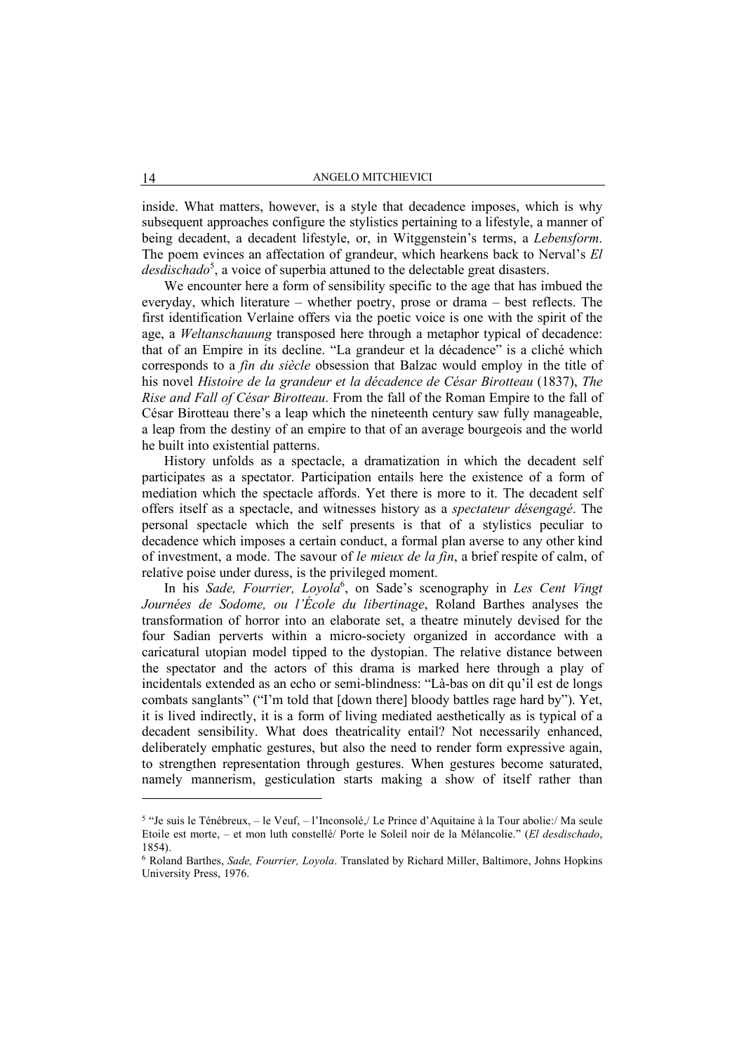inside. What matters, however, is a style that decadence imposes, which is why subsequent approaches configure the stylistics pertaining to a lifestyle, a manner of being decadent, a decadent lifestyle, or, in Wittgenstein's terms, a *Lebensform*. The poem evinces an affectation of grandeur, which hearkens back to Nerval's *El desdischado*[5], a voice of superbia attuned to the delectable great disasters.

We encounter here a form of sensibility specific to the age that has imbued the everyday, which literature – whether poetry, prose or drama – best reflects. The first identification Verlaine offers via the poetic voice is one with the spirit of the age, a *Weltanschauung* transposed here through a metaphor typical of decadence: that of an Empire in its decline. "La grandeur et la décadence" is a cliché which corresponds to a *fin du siècle* obsession that Balzac would employ in the title of his novel *Histoire de la grandeur et la décadence de César Birotteau* (1837), *The Rise and Fall of César Birotteau*. From the fall of the Roman Empire to the fall of César Birotteau there's a leap which the nineteenth century saw fully manageable, a leap from the destiny of an empire to that of an average bourgeois and the world he built into existential patterns.

History unfolds as a spectacle, a dramatization in which the decadent self participates as a spectator. Participation entails here the existence of a form of mediation which the spectacle affords. Yet there is more to it. The decadent self offers itself as a spectacle, and witnesses history as a *spectateur désengagé*. The personal spectacle which the self presents is that of a stylistics peculiar to decadence which imposes a certain conduct, a formal plan averse to any other kind of investment, a mode. The savour of *le mieux de la fin*, a brief respite of calm, of relative poise under duress, is the privileged moment.

In his *Sade, Fourrier, Loyola*[6], on Sade's scenography in *Les Cent Vingt Journées de Sodome, ou l'École du libertinage*, Roland Barthes analyses the transformation of horror into an elaborate set, a theatre minutely devised for the four Sadian perverts within a micro-society organized in accordance with a caricatural utopian model tipped to the dystopian. The relative distance between the spectator and the actors of this drama is marked here through a play of incidentals extended as an echo or semi-blindness: "Là-bas on dit qu'il est de longs combats sanglants" ("I'm told that [down there] bloody battles rage hard by"). Yet, it is lived indirectly, it is a form of living mediated aesthetically as is typical of a decadent sensibility. What does theatricality entail? Not necessarily enhanced, deliberately emphatic gestures, but also the need to render form expressive again, to strengthen representation through gestures. When gestures become saturated, namely mannerism, gesticulation starts making a show of itself rather than

---

[5] "Je suis le Ténébreux, – le Veuf, – l'Inconsolé,/ Le Prince d'Aquitaine à la Tour abolie:/ Ma seule Etoile est morte, – et mon luth constellé/ Porte le Soleil noir de la Mélancolie." (*El desdischado*, 1854).

[6] Roland Barthes, *Sade, Fourrier, Loyola*. Translated by Richard Miller, Baltimore, Johns Hopkins University Press, 1976.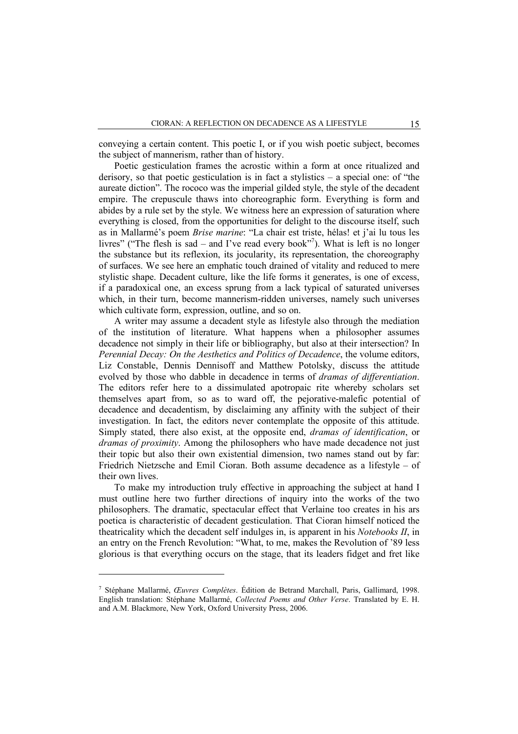conveying a certain content. This poetic I, or if you wish poetic subject, becomes the subject of mannerism, rather than of history.

Poetic gesticulation frames the acrostic within a form at once ritualized and derisory, so that poetic gesticulation is in fact a stylistics – a special one: of "the aureate diction". The rococo was the imperial gilded style, the style of the decadent empire. The crepuscule thaws into choreographic form. Everything is form and abides by a rule set by the style. We witness here an expression of saturation where everything is closed, from the opportunities for delight to the discourse itself, such as in Mallarmé's poem *Brise marine*: "La chair est triste, hélas! et j'ai lu tous les livres" ("The flesh is sad – and I've read every book"[7]). What is left is no longer the substance but its reflexion, its jocularity, its representation, the choreography of surfaces. We see here an emphatic touch drained of vitality and reduced to mere stylistic shape. Decadent culture, like the life forms it generates, is one of excess, if a paradoxical one, an excess sprung from a lack typical of saturated universes which, in their turn, become mannerism-ridden universes, namely such universes which cultivate form, expression, outline, and so on.

A writer may assume a decadent style as lifestyle also through the mediation of the institution of literature. What happens when a philosopher assumes decadence not simply in their life or bibliography, but also at their intersection? In *Perennial Decay: On the Aesthetics and Politics of Decadence*, the volume editors, Liz Constable, Dennis Dennisoff and Matthew Potolsky, discuss the attitude evolved by those who dabble in decadence in terms of *dramas of differentiation*. The editors refer here to a dissimulated apotropaic rite whereby scholars set themselves apart from, so as to ward off, the pejorative-malefic potential of decadence and decadentism, by disclaiming any affinity with the subject of their investigation. In fact, the editors never contemplate the opposite of this attitude. Simply stated, there also exist, at the opposite end, *dramas of identification*, or *dramas of proximity*. Among the philosophers who have made decadence not just their topic but also their own existential dimension, two names stand out by far: Friedrich Nietzsche and Emil Cioran. Both assume decadence as a lifestyle – of their own lives.

To make my introduction truly effective in approaching the subject at hand I must outline here two further directions of inquiry into the works of the two philosophers. The dramatic, spectacular effect that Verlaine too creates in his ars poetica is characteristic of decadent gesticulation. That Cioran himself noticed the theatricality which the decadent self indulges in, is apparent in his *Notebooks II*, in an entry on the French Revolution: "What, to me, makes the Revolution of '89 less glorious is that everything occurs on the stage, that its leaders fidget and fret like

---

[7] Stéphane Mallarmé, *Œuvres Complètes*. Édition de Betrand Marchall, Paris, Gallimard, 1998. English translation: Stéphane Mallarmé, *Collected Poems and Other Verse*. Translated by E. H. and A.M. Blackmore, New York, Oxford University Press, 2006.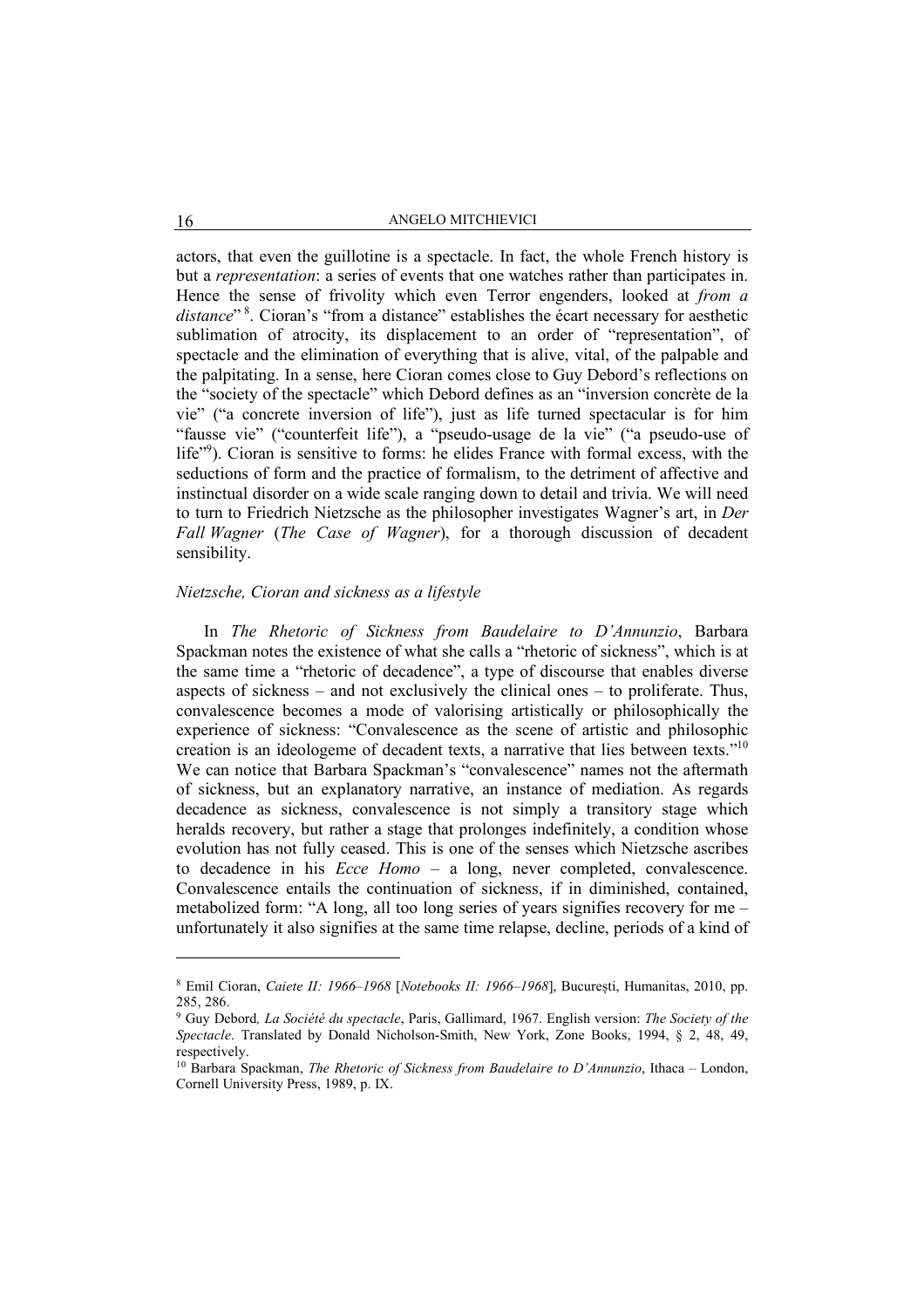actors, that even the guillotine is a spectacle. In fact, the whole French history is but a *representation*: a series of events that one watches rather than participates in. Hence the sense of frivolity which even Terror engenders, looked at *from a distance*" [8]. Cioran's "from a distance" establishes the écart necessary for aesthetic sublimation of atrocity, its displacement to an order of "representation", of spectacle and the elimination of everything that is alive, vital, of the palpable and the palpitating. In a sense, here Cioran comes close to Guy Debord's reflections on the "society of the spectacle" which Debord defines as an "inversion concrète de la vie" ("a concrete inversion of life"), just as life turned spectacular is for him "fausse vie" ("counterfeit life"), a "pseudo-usage de la vie" ("a pseudo-use of life"[9]). Cioran is sensitive to forms: he elides France with formal excess, with the seductions of form and the practice of formalism, to the detriment of affective and instinctual disorder on a wide scale ranging down to detail and trivia. We will need to turn to Friedrich Nietzsche as the philosopher investigates Wagner's art, in *Der Fall Wagner* (*The Case of Wagner*), for a thorough discussion of decadent sensibility.

### *Nietzsche, Cioran and sickness as a lifestyle*

In *The Rhetoric of Sickness from Baudelaire to D'Annunzio*, Barbara Spackman notes the existence of what she calls a "rhetoric of sickness", which is at the same time a "rhetoric of decadence", a type of discourse that enables diverse aspects of sickness – and not exclusively the clinical ones – to proliferate. Thus, convalescence becomes a mode of valorising artistically or philosophically the experience of sickness: "Convalescence as the scene of artistic and philosophic creation is an ideologeme of decadent texts, a narrative that lies between texts."[10] We can notice that Barbara Spackman's "convalescence" names not the aftermath of sickness, but an explanatory narrative, an instance of mediation. As regards decadence as sickness, convalescence is not simply a transitory stage which heralds recovery, but rather a stage that prolonges indefinitely, a condition whose evolution has not fully ceased. This is one of the senses which Nietzsche ascribes to decadence in his *Ecce Homo* – a long, never completed, convalescence. Convalescence entails the continuation of sickness, if in diminished, contained, metabolized form: "A long, all too long series of years signifies recovery for me – unfortunately it also signifies at the same time relapse, decline, periods of a kind of

---

[8] Emil Cioran, *Caiete II: 1966–1968* [*Notebooks II: 1966–1968*], București, Humanitas, 2010, pp. 285, 286.

[9] Guy Debord*, La Société du spectacle*, Paris, Gallimard, 1967. English version: *The Society of the Spectacle*. Translated by Donald Nicholson-Smith, New York, Zone Books, 1994, § 2, 48, 49, respectively.

[10] Barbara Spackman, *The Rhetoric of Sickness from Baudelaire to D'Annunzio*, Ithaca – London, Cornell University Press, 1989, p. IX.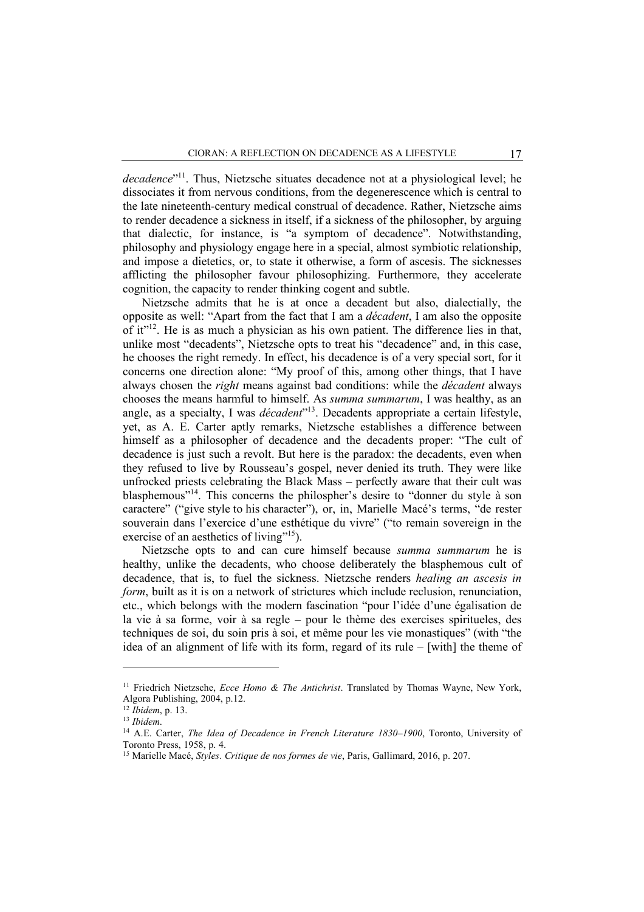*decadence*"[11]. Thus, Nietzsche situates decadence not at a physiological level; he dissociates it from nervous conditions, from the degenerescence which is central to the late nineteenth-century medical construal of decadence. Rather, Nietzsche aims to render decadence a sickness in itself, if a sickness of the philosopher, by arguing that dialectic, for instance, is "a symptom of decadence". Notwithstanding, philosophy and physiology engage here in a special, almost symbiotic relationship, and impose a dietetics, or, to state it otherwise, a form of ascesis. The sicknesses afflicting the philosopher favour philosophizing. Furthermore, they accelerate cognition, the capacity to render thinking cogent and subtle.

Nietzsche admits that he is at once a decadent but also, dialectially, the opposite as well: "Apart from the fact that I am a *décadent*, I am also the opposite of it"[12]. He is as much a physician as his own patient. The difference lies in that, unlike most "decadents", Nietzsche opts to treat his "decadence" and, in this case, he chooses the right remedy. In effect, his decadence is of a very special sort, for it concerns one direction alone: "My proof of this, among other things, that I have always chosen the *right* means against bad conditions: while the *décadent* always chooses the means harmful to himself. As *summa summarum*, I was healthy, as an angle, as a specialty, I was *décadent*"[13]. Decadents appropriate a certain lifestyle, yet, as A. E. Carter aptly remarks, Nietzsche establishes a difference between himself as a philosopher of decadence and the decadents proper: "The cult of decadence is just such a revolt. But here is the paradox: the decadents, even when they refused to live by Rousseau's gospel, never denied its truth. They were like unfrocked priests celebrating the Black Mass – perfectly aware that their cult was blasphemous"[14]. This concerns the philospher's desire to "donner du style à son caractere" ("give style to his character"), or, in, Marielle Macé's terms, "de rester souverain dans l'exercice d'une esthétique du vivre" ("to remain sovereign in the exercise of an aesthetics of living"[15]).

Nietzsche opts to and can cure himself because *summa summarum* he is healthy, unlike the decadents, who choose deliberately the blasphemous cult of decadence, that is, to fuel the sickness. Nietzsche renders *healing an ascesis in form*, built as it is on a network of strictures which include reclusion, renunciation, etc., which belongs with the modern fascination "pour l'idée d'une égalisation de la vie à sa forme, voir à sa regle – pour le thème des exercises spiritueles, des techniques de soi, du soin pris à soi, et même pour les vie monastiques" (with "the idea of an alignment of life with its form, regard of its rule – [with] the theme of

---

[11] Friedrich Nietzsche, *Ecce Homo & The Antichrist*. Translated by Thomas Wayne, New York, Algora Publishing, 2004, p.12.

[12] *Ibidem*, p. 13.

[13] *Ibidem*.

[14] A.E. Carter, *The Idea of Decadence in French Literature 1830–1900*, Toronto, University of Toronto Press, 1958, p. 4.

[15] Marielle Macé, *Styles. Critique de nos formes de vie*, Paris, Gallimard, 2016, p. 207.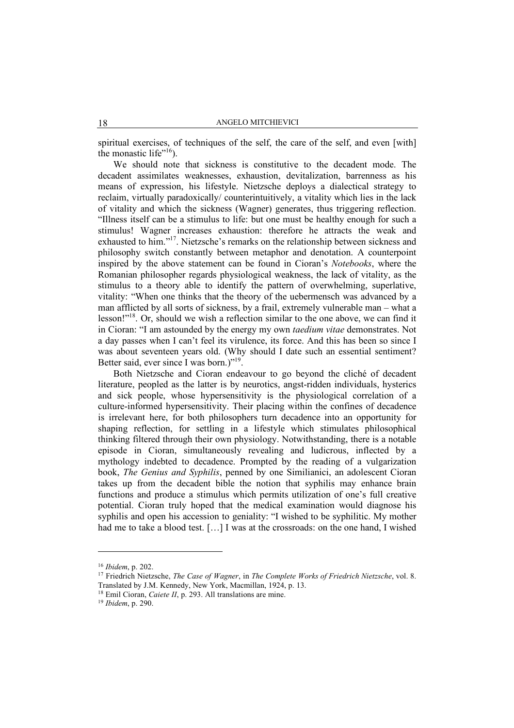spiritual exercises, of techniques of the self, the care of the self, and even [with] the monastic life"[16]).

We should note that sickness is constitutive to the decadent mode. The decadent assimilates weaknesses, exhaustion, devitalization, barrenness as his means of expression, his lifestyle. Nietzsche deploys a dialectical strategy to reclaim, virtually paradoxically/ counterintuitively, a vitality which lies in the lack of vitality and which the sickness (Wagner) generates, thus triggering reflection. "Illness itself can be a stimulus to life: but one must be healthy enough for such a stimulus! Wagner increases exhaustion: therefore he attracts the weak and exhausted to him."[17]. Nietzsche's remarks on the relationship between sickness and philosophy switch constantly between metaphor and denotation. A counterpoint inspired by the above statement can be found in Cioran's *Notebooks*, where the Romanian philosopher regards physiological weakness, the lack of vitality, as the stimulus to a theory able to identify the pattern of overwhelming, superlative, vitality: "When one thinks that the theory of the uebermensch was advanced by a man afflicted by all sorts of sickness, by a frail, extremely vulnerable man – what a lesson!"[18]. Or, should we wish a reflection similar to the one above, we can find it in Cioran: "I am astounded by the energy my own *taedium vitae* demonstrates. Not a day passes when I can't feel its virulence, its force. And this has been so since I was about seventeen years old. (Why should I date such an essential sentiment? Better said, ever since I was born.)"[19].

Both Nietzsche and Cioran endeavour to go beyond the cliché of decadent literature, peopled as the latter is by neurotics, angst-ridden individuals, hysterics and sick people, whose hypersensitivity is the physiological correlation of a culture-informed hypersensitivity. Their placing within the confines of decadence is irrelevant here, for both philosophers turn decadence into an opportunity for shaping reflection, for settling in a lifestyle which stimulates philosophical thinking filtered through their own physiology. Notwithstanding, there is a notable episode in Cioran, simultaneously revealing and ludicrous, inflected by a mythology indebted to decadence. Prompted by the reading of a vulgarization book, *The Genius and Syphilis*, penned by one Similianici, an adolescent Cioran takes up from the decadent bible the notion that syphilis may enhance brain functions and produce a stimulus which permits utilization of one's full creative potential. Cioran truly hoped that the medical examination would diagnose his syphilis and open his accession to geniality: "I wished to be syphilitic. My mother had me to take a blood test. […] I was at the crossroads: on the one hand, I wished

---

[16] *Ibidem*, p. 202.

[17] Friedrich Nietzsche, *The Case of Wagner*, in *The Complete Works of Friedrich Nietzsche*, vol. 8. Translated by J.M. Kennedy, New York, Macmillan, 1924, p. 13.

[18] Emil Cioran, *Caiete II*, p. 293. All translations are mine.

[19] *Ibidem*, p. 290.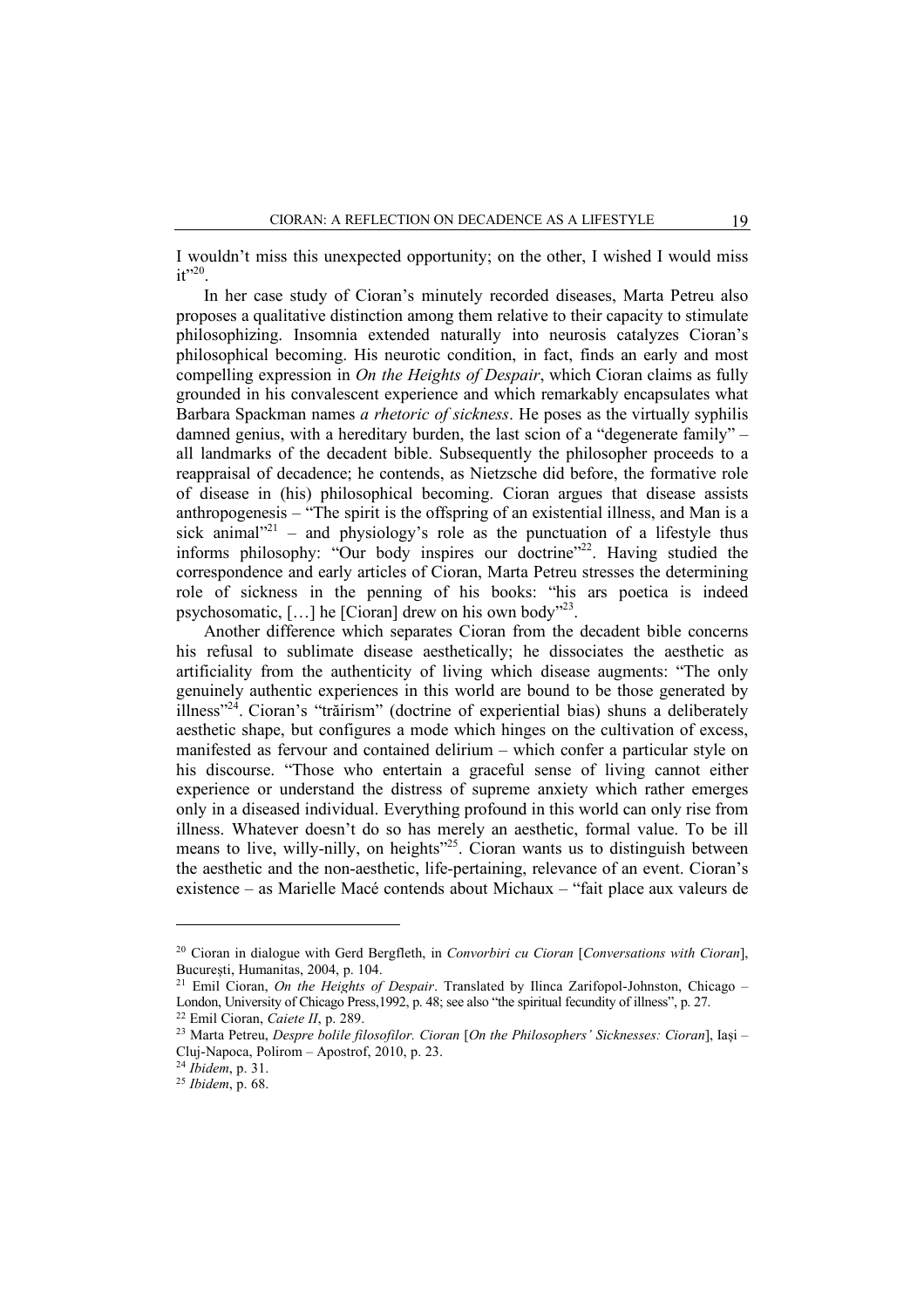I wouldn't miss this unexpected opportunity; on the other, I wished I would miss it"[20].

In her case study of Cioran's minutely recorded diseases, Marta Petreu also proposes a qualitative distinction among them relative to their capacity to stimulate philosophizing. Insomnia extended naturally into neurosis catalyzes Cioran's philosophical becoming. His neurotic condition, in fact, finds an early and most compelling expression in *On the Heights of Despair*, which Cioran claims as fully grounded in his convalescent experience and which remarkably encapsulates what Barbara Spackman names *a rhetoric of sickness*. He poses as the virtually syphilis damned genius, with a hereditary burden, the last scion of a "degenerate family" – all landmarks of the decadent bible. Subsequently the philosopher proceeds to a reappraisal of decadence; he contends, as Nietzsche did before, the formative role of disease in (his) philosophical becoming. Cioran argues that disease assists anthropogenesis – "The spirit is the offspring of an existential illness, and Man is a sick animal"[21] – and physiology's role as the punctuation of a lifestyle thus informs philosophy: "Our body inspires our doctrine"[22]. Having studied the correspondence and early articles of Cioran, Marta Petreu stresses the determining role of sickness in the penning of his books: "his ars poetica is indeed psychosomatic, […] he [Cioran] drew on his own body"[23].

Another difference which separates Cioran from the decadent bible concerns his refusal to sublimate disease aesthetically; he dissociates the aesthetic as artificiality from the authenticity of living which disease augments: "The only genuinely authentic experiences in this world are bound to be those generated by illness"[24]. Cioran's "trăirism" (doctrine of experiential bias) shuns a deliberately aesthetic shape, but configures a mode which hinges on the cultivation of excess, manifested as fervour and contained delirium – which confer a particular style on his discourse. "Those who entertain a graceful sense of living cannot either experience or understand the distress of supreme anxiety which rather emerges only in a diseased individual. Everything profound in this world can only rise from illness. Whatever doesn't do so has merely an aesthetic, formal value. To be ill means to live, willy-nilly, on heights"[25]. Cioran wants us to distinguish between the aesthetic and the non-aesthetic, life-pertaining, relevance of an event. Cioran's existence – as Marielle Macé contends about Michaux – "fait place aux valeurs de

---

[20] Cioran in dialogue with Gerd Bergfleth, in *Convorbiri cu Cioran* [*Conversations with Cioran*], București, Humanitas, 2004, p. 104.

[21] Emil Cioran, *On the Heights of Despair*. Translated by Ilinca Zarifopol-Johnston, Chicago – London, University of Chicago Press,1992, p. 48; see also "the spiritual fecundity of illness", p. 27.

[22] Emil Cioran, *Caiete II*, p. 289.

[23] Marta Petreu, *Despre bolile filosofilor. Cioran* [*On the Philosophers' Sicknesses: Cioran*], Iași – Cluj-Napoca, Polirom – Apostrof, 2010, p. 23.

[24] *Ibidem*, p. 31.

[25] *Ibidem*, p. 68.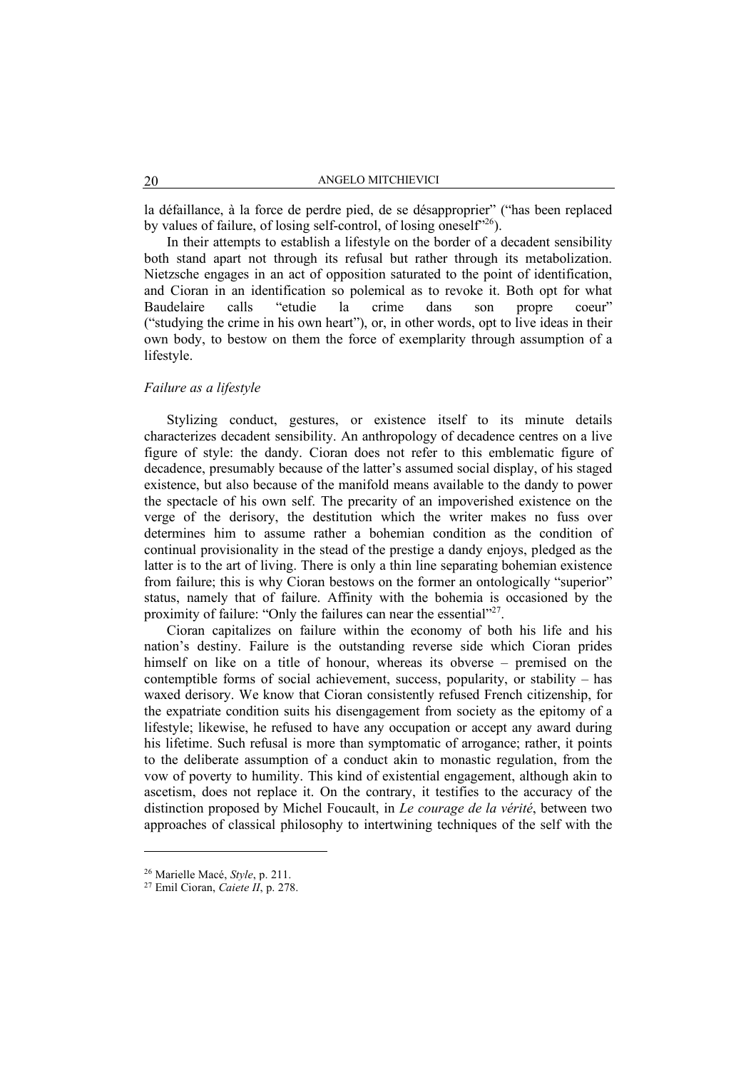la défaillance, à la force de perdre pied, de se désapproprier" ("has been replaced by values of failure, of losing self-control, of losing oneself"[26]).

In their attempts to establish a lifestyle on the border of a decadent sensibility both stand apart not through its refusal but rather through its metabolization. Nietzsche engages in an act of opposition saturated to the point of identification, and Cioran in an identification so polemical as to revoke it. Both opt for what Baudelaire calls "etudie la crime dans son propre coeur" ("studying the crime in his own heart"), or, in other words, opt to live ideas in their own body, to bestow on them the force of exemplarity through assumption of a lifestyle.

### *Failure as a lifestyle*

Stylizing conduct, gestures, or existence itself to its minute details characterizes decadent sensibility. An anthropology of decadence centres on a live figure of style: the dandy. Cioran does not refer to this emblematic figure of decadence, presumably because of the latter's assumed social display, of his staged existence, but also because of the manifold means available to the dandy to power the spectacle of his own self. The precarity of an impoverished existence on the verge of the derisory, the destitution which the writer makes no fuss over determines him to assume rather a bohemian condition as the condition of continual provisionality in the stead of the prestige a dandy enjoys, pledged as the latter is to the art of living. There is only a thin line separating bohemian existence from failure; this is why Cioran bestows on the former an ontologically "superior" status, namely that of failure. Affinity with the bohemia is occasioned by the proximity of failure: "Only the failures can near the essential"[27].

Cioran capitalizes on failure within the economy of both his life and his nation's destiny. Failure is the outstanding reverse side which Cioran prides himself on like on a title of honour, whereas its obverse – premised on the contemptible forms of social achievement, success, popularity, or stability – has waxed derisory. We know that Cioran consistently refused French citizenship, for the expatriate condition suits his disengagement from society as the epitomy of a lifestyle; likewise, he refused to have any occupation or accept any award during his lifetime. Such refusal is more than symptomatic of arrogance; rather, it points to the deliberate assumption of a conduct akin to monastic regulation, from the vow of poverty to humility. This kind of existential engagement, although akin to ascetism, does not replace it. On the contrary, it testifies to the accuracy of the distinction proposed by Michel Foucault, in *Le courage de la vérité*, between two approaches of classical philosophy to intertwining techniques of the self with the

---

[26] Marielle Macé, *Style*, p. 211.

[27] Emil Cioran, *Caiete II*, p. 278.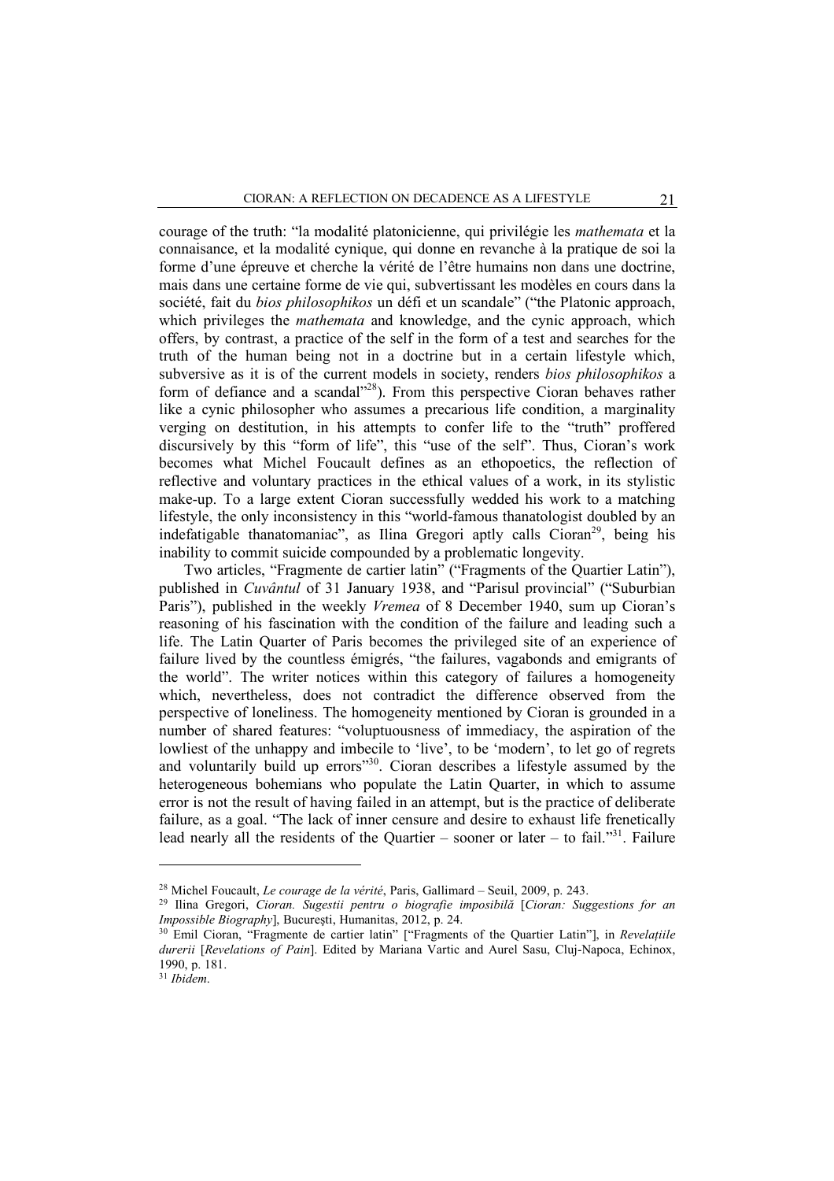courage of the truth: "la modalité platonicienne, qui privilégie les *mathemata* et la connaisance, et la modalité cynique, qui donne en revanche à la pratique de soi la forme d'une épreuve et cherche la vérité de l'être humains non dans une doctrine, mais dans une certaine forme de vie qui, subvertissant les modèles en cours dans la société, fait du *bios philosophikos* un défi et un scandale" ("the Platonic approach, which privileges the *mathemata* and knowledge, and the cynic approach, which offers, by contrast, a practice of the self in the form of a test and searches for the truth of the human being not in a doctrine but in a certain lifestyle which, subversive as it is of the current models in society, renders *bios philosophikos* a form of defiance and a scandal"[28]). From this perspective Cioran behaves rather like a cynic philosopher who assumes a precarious life condition, a marginality verging on destitution, in his attempts to confer life to the "truth" proffered discursively by this "form of life", this "use of the self". Thus, Cioran's work becomes what Michel Foucault defines as an ethopoetics, the reflection of reflective and voluntary practices in the ethical values of a work, in its stylistic make-up. To a large extent Cioran successfully wedded his work to a matching lifestyle, the only inconsistency in this "world-famous thanatologist doubled by an indefatigable thanatomaniac", as Ilina Gregori aptly calls Cioran[29], being his inability to commit suicide compounded by a problematic longevity.

Two articles, "Fragmente de cartier latin" ("Fragments of the Quartier Latin"), published in *Cuvântul* of 31 January 1938, and "Parisul provincial" ("Suburbian Paris"), published in the weekly *Vremea* of 8 December 1940, sum up Cioran's reasoning of his fascination with the condition of the failure and leading such a life. The Latin Quarter of Paris becomes the privileged site of an experience of failure lived by the countless émigrés, "the failures, vagabonds and emigrants of the world". The writer notices within this category of failures a homogeneity which, nevertheless, does not contradict the difference observed from the perspective of loneliness. The homogeneity mentioned by Cioran is grounded in a number of shared features: "voluptuousness of immediacy, the aspiration of the lowliest of the unhappy and imbecile to 'live', to be 'modern', to let go of regrets and voluntarily build up errors"[30]. Cioran describes a lifestyle assumed by the heterogeneous bohemians who populate the Latin Quarter, in which to assume error is not the result of having failed in an attempt, but is the practice of deliberate failure, as a goal. "The lack of inner censure and desire to exhaust life frenetically lead nearly all the residents of the Quartier – sooner or later – to fail."[31]. Failure

---

[28] Michel Foucault, *Le courage de la vérité*, Paris, Gallimard – Seuil, 2009, p. 243.

[29] Ilina Gregori, *Cioran. Sugestii pentru o biografie imposibilă* [*Cioran: Suggestions for an Impossible Biography*], Bucureşti, Humanitas, 2012, p. 24.

[30] Emil Cioran, "Fragmente de cartier latin" ["Fragments of the Quartier Latin"], in *Revelațiile durerii* [*Revelations of Pain*]. Edited by Mariana Vartic and Aurel Sasu, Cluj-Napoca, Echinox, 1990, p. 181.

[31] *Ibidem*.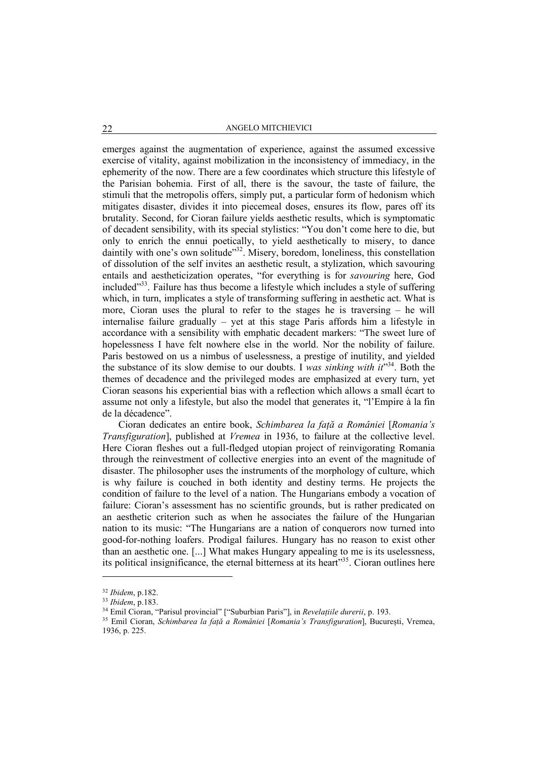emerges against the augmentation of experience, against the assumed excessive exercise of vitality, against mobilization in the inconsistency of immediacy, in the ephemerity of the now. There are a few coordinates which structure this lifestyle of the Parisian bohemia. First of all, there is the savour, the taste of failure, the stimuli that the metropolis offers, simply put, a particular form of hedonism which mitigates disaster, divides it into piecemeal doses, ensures its flow, pares off its brutality. Second, for Cioran failure yields aesthetic results, which is symptomatic of decadent sensibility, with its special stylistics: "You don't come here to die, but only to enrich the ennui poetically, to yield aesthetically to misery, to dance daintily with one's own solitude"[32]. Misery, boredom, loneliness, this constellation of dissolution of the self invites an aesthetic result, a stylization, which savouring entails and aestheticization operates, "for everything is for *savouring* here, God included"[33]. Failure has thus become a lifestyle which includes a style of suffering which, in turn, implicates a style of transforming suffering in aesthetic act. What is more, Cioran uses the plural to refer to the stages he is traversing – he will internalise failure gradually – yet at this stage Paris affords him a lifestyle in accordance with a sensibility with emphatic decadent markers: "The sweet lure of hopelessness I have felt nowhere else in the world. Nor the nobility of failure. Paris bestowed on us a nimbus of uselessness, a prestige of inutility, and yielded the substance of its slow demise to our doubts. I *was sinking with it*"[34]. Both the themes of decadence and the privileged modes are emphasized at every turn, yet Cioran seasons his experiential bias with a reflection which allows a small écart to assume not only a lifestyle, but also the model that generates it, "l'Empire à la fin de la décadence".

Cioran dedicates an entire book, *Schimbarea la față a României* [*Romania's Transfiguration*], published at *Vremea* in 1936, to failure at the collective level. Here Cioran fleshes out a full-fledged utopian project of reinvigorating Romania through the reinvestment of collective energies into an event of the magnitude of disaster. The philosopher uses the instruments of the morphology of culture, which is why failure is couched in both identity and destiny terms. He projects the condition of failure to the level of a nation. The Hungarians embody a vocation of failure: Cioran's assessment has no scientific grounds, but is rather predicated on an aesthetic criterion such as when he associates the failure of the Hungarian nation to its music: "The Hungarians are a nation of conquerors now turned into good-for-nothing loafers. Prodigal failures. Hungary has no reason to exist other than an aesthetic one. [...] What makes Hungary appealing to me is its uselessness, its political insignificance, the eternal bitterness at its heart"[35]. Cioran outlines here

---

[32] *Ibidem*, p.182.

[33] *Ibidem*, p.183.

[34] Emil Cioran, "Parisul provincial" ["Suburbian Paris"], in *Revelațiile durerii*, p. 193.

[35] Emil Cioran, *Schimbarea la față a României* [*Romania's Transfiguration*], București, Vremea, 1936, p. 225.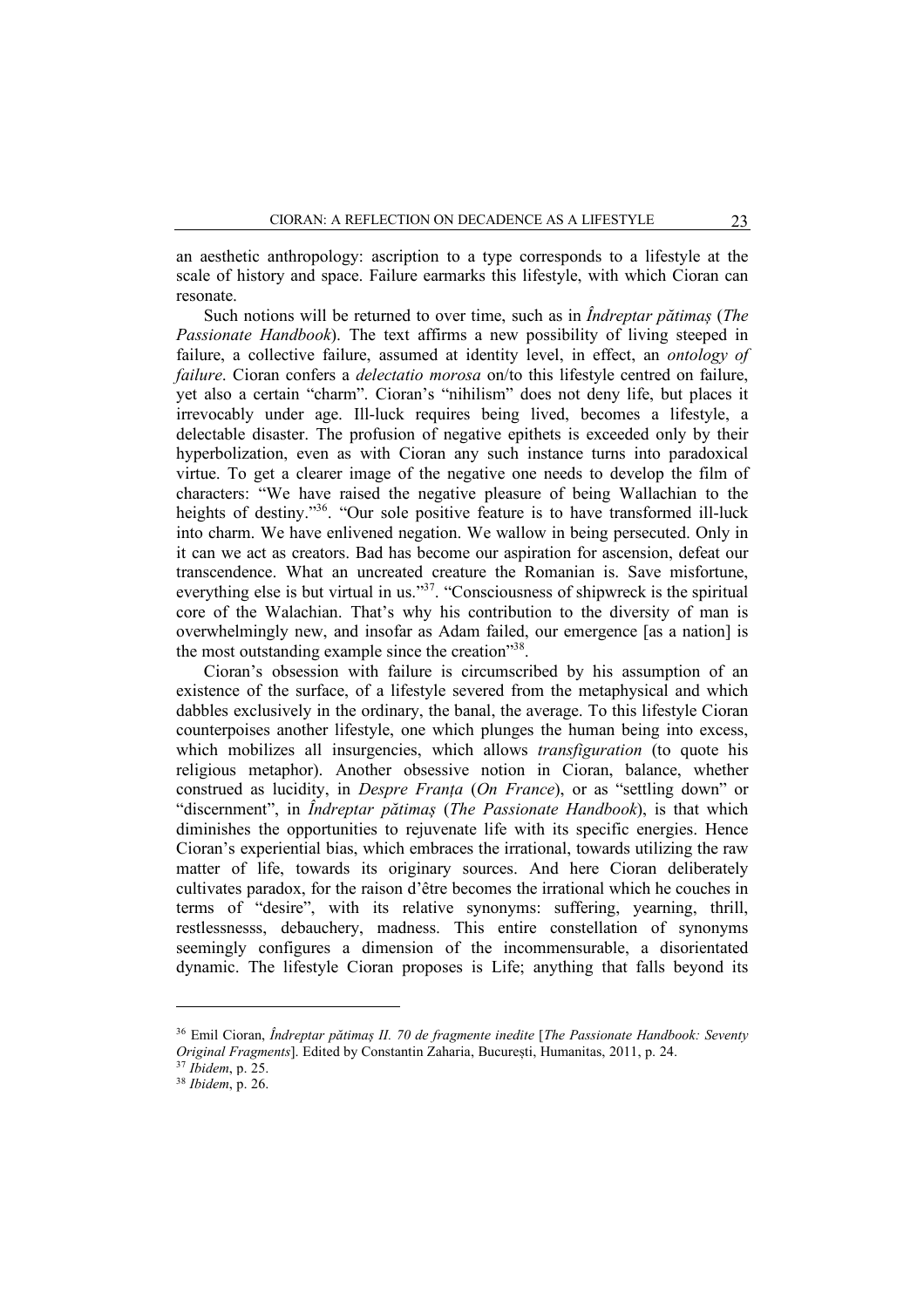an aesthetic anthropology: ascription to a type corresponds to a lifestyle at the scale of history and space. Failure earmarks this lifestyle, with which Cioran can resonate.

Such notions will be returned to over time, such as in *Îndreptar pătimaș* (*The Passionate Handbook*). The text affirms a new possibility of living steeped in failure, a collective failure, assumed at identity level, in effect, an *ontology of failure*. Cioran confers a *delectatio morosa* on/to this lifestyle centred on failure, yet also a certain "charm". Cioran's "nihilism" does not deny life, but places it irrevocably under age. Ill-luck requires being lived, becomes a lifestyle, a delectable disaster. The profusion of negative epithets is exceeded only by their hyperbolization, even as with Cioran any such instance turns into paradoxical virtue. To get a clearer image of the negative one needs to develop the film of characters: "We have raised the negative pleasure of being Wallachian to the heights of destiny."[36]. "Our sole positive feature is to have transformed ill-luck into charm. We have enlivened negation. We wallow in being persecuted. Only in it can we act as creators. Bad has become our aspiration for ascension, defeat our transcendence. What an uncreated creature the Romanian is. Save misfortune, everything else is but virtual in us."[37]. "Consciousness of shipwreck is the spiritual core of the Walachian. That's why his contribution to the diversity of man is overwhelmingly new, and insofar as Adam failed, our emergence [as a nation] is the most outstanding example since the creation"[38].

Cioran's obsession with failure is circumscribed by his assumption of an existence of the surface, of a lifestyle severed from the metaphysical and which dabbles exclusively in the ordinary, the banal, the average. To this lifestyle Cioran counterpoises another lifestyle, one which plunges the human being into excess, which mobilizes all insurgencies, which allows *transfiguration* (to quote his religious metaphor). Another obsessive notion in Cioran, balance, whether construed as lucidity, in *Despre Franța* (*On France*), or as "settling down" or "discernment", in *Îndreptar pătimaș* (*The Passionate Handbook*), is that which diminishes the opportunities to rejuvenate life with its specific energies. Hence Cioran's experiential bias, which embraces the irrational, towards utilizing the raw matter of life, towards its originary sources. And here Cioran deliberately cultivates paradox, for the raison d'être becomes the irrational which he couches in terms of "desire", with its relative synonyms: suffering, yearning, thrill, restlessnesss, debauchery, madness. This entire constellation of synonyms seemingly configures a dimension of the incommensurable, a disorientated dynamic. The lifestyle Cioran proposes is Life; anything that falls beyond its

---

[36] Emil Cioran, *Îndreptar pătimaș II. 70 de fragmente inedite* [*The Passionate Handbook: Seventy Original Fragments*]. Edited by Constantin Zaharia, București, Humanitas, 2011, p. 24.

[37] *Ibidem*, p. 25.

[38] *Ibidem*, p. 26.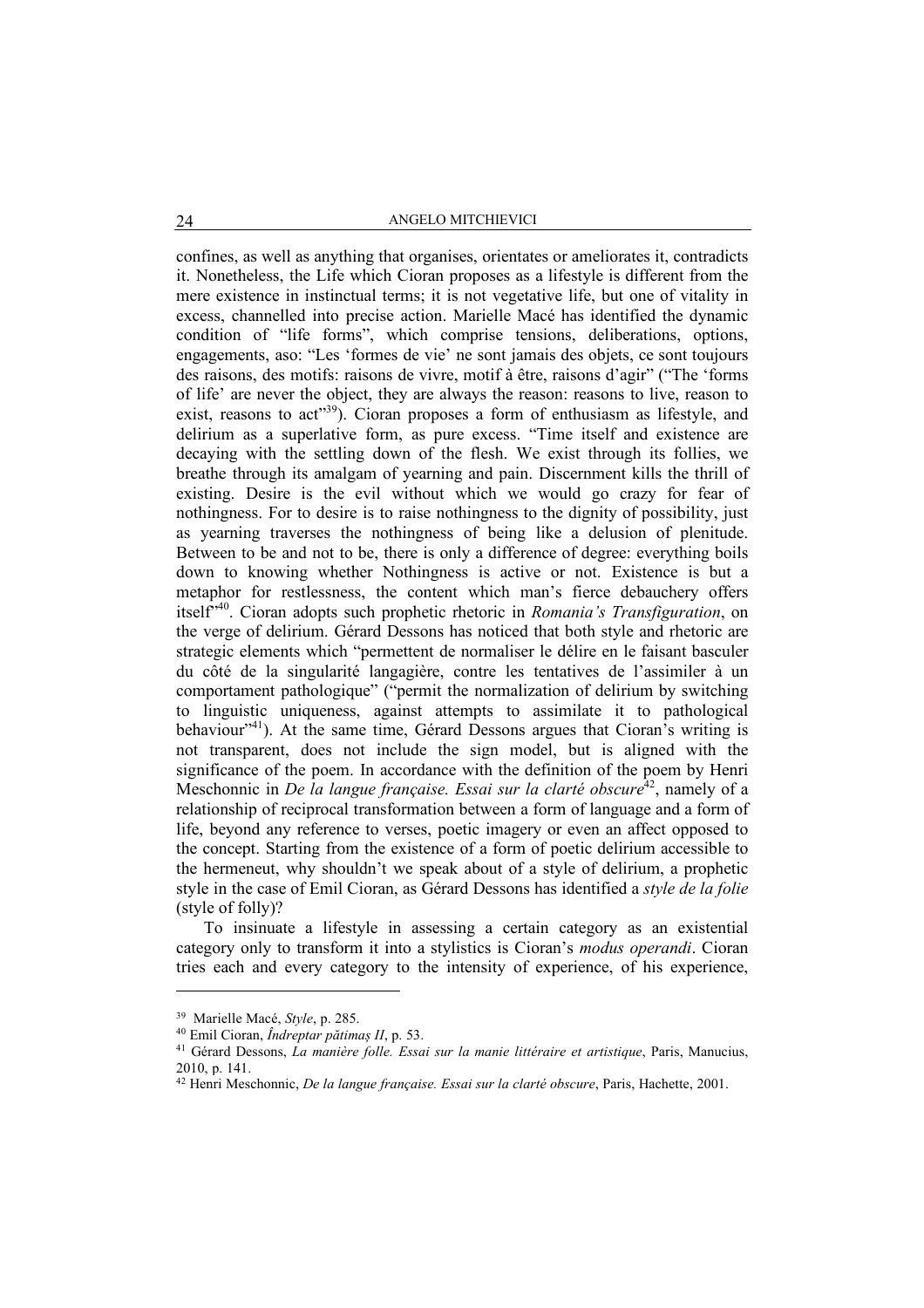confines, as well as anything that organises, orientates or ameliorates it, contradicts it. Nonetheless, the Life which Cioran proposes as a lifestyle is different from the mere existence in instinctual terms; it is not vegetative life, but one of vitality in excess, channelled into precise action. Marielle Macé has identified the dynamic condition of "life forms", which comprise tensions, deliberations, options, engagements, aso: "Les 'formes de vie' ne sont jamais des objets, ce sont toujours des raisons, des motifs: raisons de vivre, motif à être, raisons d'agir" ("The 'forms of life' are never the object, they are always the reason: reasons to live, reason to exist, reasons to act"[39]). Cioran proposes a form of enthusiasm as lifestyle, and delirium as a superlative form, as pure excess. "Time itself and existence are decaying with the settling down of the flesh. We exist through its follies, we breathe through its amalgam of yearning and pain. Discernment kills the thrill of existing. Desire is the evil without which we would go crazy for fear of nothingness. For to desire is to raise nothingness to the dignity of possibility, just as yearning traverses the nothingness of being like a delusion of plenitude. Between to be and not to be, there is only a difference of degree: everything boils down to knowing whether Nothingness is active or not. Existence is but a metaphor for restlessness, the content which man's fierce debauchery offers itself"[40]. Cioran adopts such prophetic rhetoric in *Romania's Transfiguration*, on the verge of delirium. Gérard Dessons has noticed that both style and rhetoric are strategic elements which "permettent de normaliser le délire en le faisant basculer du côté de la singularité langagière, contre les tentatives de l'assimiler à un comportament pathologique" ("permit the normalization of delirium by switching to linguistic uniqueness, against attempts to assimilate it to pathological behaviour"[41]). At the same time, Gérard Dessons argues that Cioran's writing is not transparent, does not include the sign model, but is aligned with the significance of the poem. In accordance with the definition of the poem by Henri Meschonnic in *De la langue française. Essai sur la clarté obscure*[42], namely of a relationship of reciprocal transformation between a form of language and a form of life, beyond any reference to verses, poetic imagery or even an affect opposed to the concept. Starting from the existence of a form of poetic delirium accessible to the hermeneut, why shouldn't we speak about of a style of delirium, a prophetic style in the case of Emil Cioran, as Gérard Dessons has identified a *style de la folie* (style of folly)?

To insinuate a lifestyle in assessing a certain category as an existential category only to transform it into a stylistics is Cioran's *modus operandi*. Cioran tries each and every category to the intensity of experience, of his experience,

---

[39] Marielle Macé, *Style*, p. 285.

[40] Emil Cioran, *Îndreptar pătimaș II*, p. 53.

[41] Gérard Dessons, *La manière folle. Essai sur la manie littéraire et artistique*, Paris, Manucius, 2010, p. 141.

[42] Henri Meschonnic, *De la langue française. Essai sur la clarté obscure*, Paris, Hachette, 2001.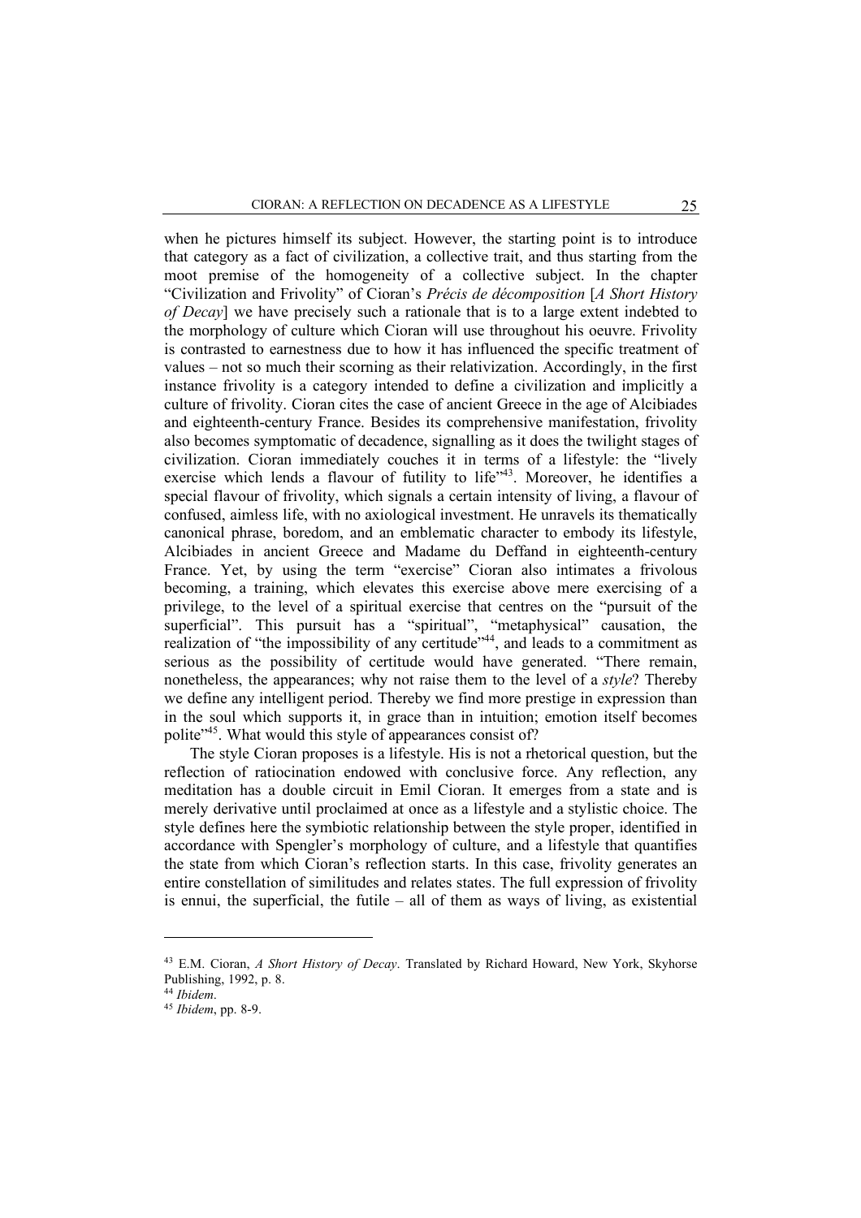when he pictures himself its subject. However, the starting point is to introduce that category as a fact of civilization, a collective trait, and thus starting from the moot premise of the homogeneity of a collective subject. In the chapter "Civilization and Frivolity" of Cioran's *Précis de décomposition* [*A Short History of Decay*] we have precisely such a rationale that is to a large extent indebted to the morphology of culture which Cioran will use throughout his oeuvre. Frivolity is contrasted to earnestness due to how it has influenced the specific treatment of values – not so much their scorning as their relativization. Accordingly, in the first instance frivolity is a category intended to define a civilization and implicitly a culture of frivolity. Cioran cites the case of ancient Greece in the age of Alcibiades and eighteenth-century France. Besides its comprehensive manifestation, frivolity also becomes symptomatic of decadence, signalling as it does the twilight stages of civilization. Cioran immediately couches it in terms of a lifestyle: the "lively exercise which lends a flavour of futility to life"[43]. Moreover, he identifies a special flavour of frivolity, which signals a certain intensity of living, a flavour of confused, aimless life, with no axiological investment. He unravels its thematically canonical phrase, boredom, and an emblematic character to embody its lifestyle, Alcibiades in ancient Greece and Madame du Deffand in eighteenth-century France. Yet, by using the term "exercise" Cioran also intimates a frivolous becoming, a training, which elevates this exercise above mere exercising of a privilege, to the level of a spiritual exercise that centres on the "pursuit of the superficial". This pursuit has a "spiritual", "metaphysical" causation, the realization of "the impossibility of any certitude"[44], and leads to a commitment as serious as the possibility of certitude would have generated. "There remain, nonetheless, the appearances; why not raise them to the level of a *style*? Thereby we define any intelligent period. Thereby we find more prestige in expression than in the soul which supports it, in grace than in intuition; emotion itself becomes polite"[45]. What would this style of appearances consist of?

The style Cioran proposes is a lifestyle. His is not a rhetorical question, but the reflection of ratiocination endowed with conclusive force. Any reflection, any meditation has a double circuit in Emil Cioran. It emerges from a state and is merely derivative until proclaimed at once as a lifestyle and a stylistic choice. The style defines here the symbiotic relationship between the style proper, identified in accordance with Spengler's morphology of culture, and a lifestyle that quantifies the state from which Cioran's reflection starts. In this case, frivolity generates an entire constellation of similitudes and relates states. The full expression of frivolity is ennui, the superficial, the futile – all of them as ways of living, as existential

---

[43] E.M. Cioran, *A Short History of Decay*. Translated by Richard Howard, New York, Skyhorse Publishing, 1992, p. 8.

[44] *Ibidem*.

[45] *Ibidem*, pp. 8-9.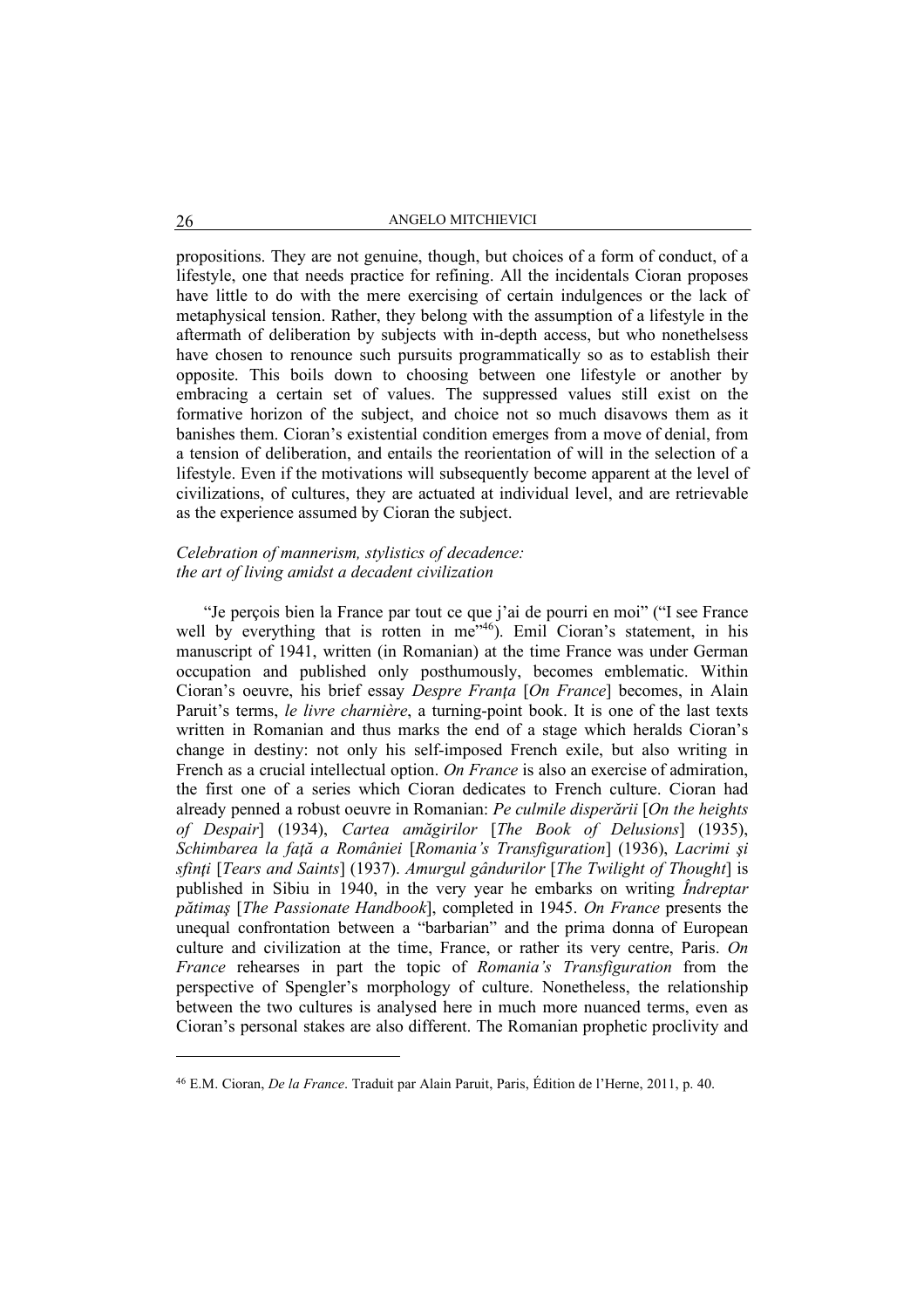propositions. They are not genuine, though, but choices of a form of conduct, of a lifestyle, one that needs practice for refining. All the incidentals Cioran proposes have little to do with the mere exercising of certain indulgences or the lack of metaphysical tension. Rather, they belong with the assumption of a lifestyle in the aftermath of deliberation by subjects with in-depth access, but who nonethelsess have chosen to renounce such pursuits programmatically so as to establish their opposite. This boils down to choosing between one lifestyle or another by embracing a certain set of values. The suppressed values still exist on the formative horizon of the subject, and choice not so much disavows them as it banishes them. Cioran's existential condition emerges from a move of denial, from a tension of deliberation, and entails the reorientation of will in the selection of a lifestyle. Even if the motivations will subsequently become apparent at the level of civilizations, of cultures, they are actuated at individual level, and are retrievable as the experience assumed by Cioran the subject.

### *Celebration of mannerism, stylistics of decadence: the art of living amidst a decadent civilization*

"Je perçois bien la France par tout ce que j'ai de pourri en moi" ("I see France well by everything that is rotten in me"[46]). Emil Cioran's statement, in his manuscript of 1941, written (in Romanian) at the time France was under German occupation and published only posthumously, becomes emblematic. Within Cioran's oeuvre, his brief essay *Despre Franţa* [*On France*] becomes, in Alain Paruit's terms, *le livre charnière*, a turning-point book. It is one of the last texts written in Romanian and thus marks the end of a stage which heralds Cioran's change in destiny: not only his self-imposed French exile, but also writing in French as a crucial intellectual option. *On France* is also an exercise of admiration, the first one of a series which Cioran dedicates to French culture. Cioran had already penned a robust oeuvre in Romanian: *Pe culmile disperării* [*On the heights of Despair*] (1934), *Cartea amăgirilor* [*The Book of Delusions*] (1935), *Schimbarea la faţă a României* [*Romania's Transfiguration*] (1936), *Lacrimi şi sfinţi* [*Tears and Saints*] (1937). *Amurgul gândurilor* [*The Twilight of Thought*] is published in Sibiu in 1940, in the very year he embarks on writing *Îndreptar pătimaş* [*The Passionate Handbook*], completed in 1945. *On France* presents the unequal confrontation between a "barbarian" and the prima donna of European culture and civilization at the time, France, or rather its very centre, Paris. *On France* rehearses in part the topic of *Romania's Transfiguration* from the perspective of Spengler's morphology of culture. Nonetheless, the relationship between the two cultures is analysed here in much more nuanced terms, even as Cioran's personal stakes are also different. The Romanian prophetic proclivity and

[46] E.M. Cioran, *De la France*. Traduit par Alain Paruit, Paris, Édition de l'Herne, 2011, p. 40.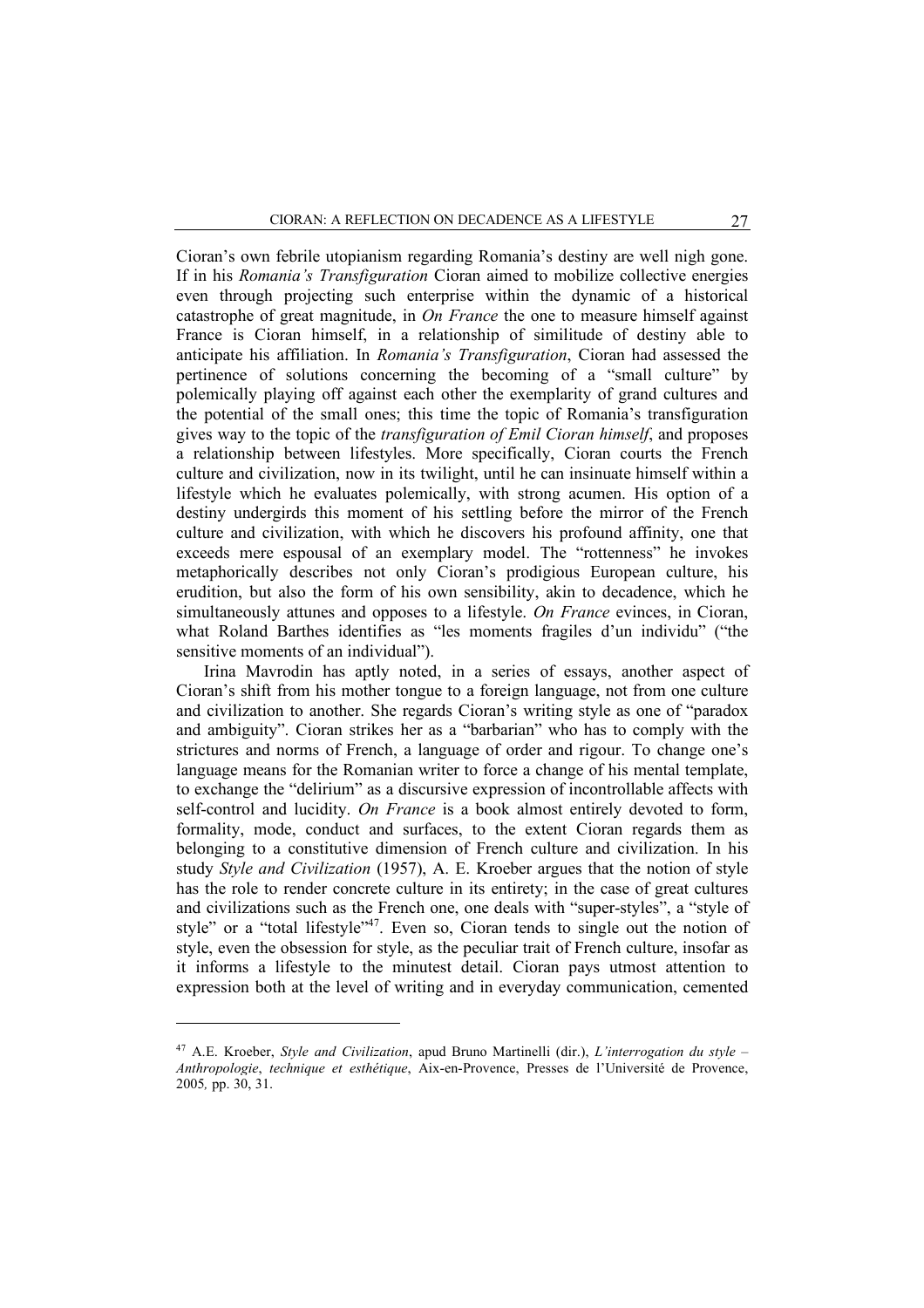Cioran's own febrile utopianism regarding Romania's destiny are well nigh gone. If in his *Romania's Transfiguration* Cioran aimed to mobilize collective energies even through projecting such enterprise within the dynamic of a historical catastrophe of great magnitude, in *On France* the one to measure himself against France is Cioran himself, in a relationship of similitude of destiny able to anticipate his affiliation. In *Romania's Transfiguration*, Cioran had assessed the pertinence of solutions concerning the becoming of a "small culture" by polemically playing off against each other the exemplarity of grand cultures and the potential of the small ones; this time the topic of Romania's transfiguration gives way to the topic of the *transfiguration of Emil Cioran himself*, and proposes a relationship between lifestyles. More specifically, Cioran courts the French culture and civilization, now in its twilight, until he can insinuate himself within a lifestyle which he evaluates polemically, with strong acumen. His option of a destiny undergirds this moment of his settling before the mirror of the French culture and civilization, with which he discovers his profound affinity, one that exceeds mere espousal of an exemplary model. The "rottenness" he invokes metaphorically describes not only Cioran's prodigious European culture, his erudition, but also the form of his own sensibility, akin to decadence, which he simultaneously attunes and opposes to a lifestyle. *On France* evinces, in Cioran, what Roland Barthes identifies as "les moments fragiles d'un individu" ("the sensitive moments of an individual").

Irina Mavrodin has aptly noted, in a series of essays, another aspect of Cioran's shift from his mother tongue to a foreign language, not from one culture and civilization to another. She regards Cioran's writing style as one of "paradox and ambiguity". Cioran strikes her as a "barbarian" who has to comply with the strictures and norms of French, a language of order and rigour. To change one's language means for the Romanian writer to force a change of his mental template, to exchange the "delirium" as a discursive expression of incontrollable affects with self-control and lucidity. *On France* is a book almost entirely devoted to form, formality, mode, conduct and surfaces, to the extent Cioran regards them as belonging to a constitutive dimension of French culture and civilization. In his study *Style and Civilization* (1957), A. E. Kroeber argues that the notion of style has the role to render concrete culture in its entirety; in the case of great cultures and civilizations such as the French one, one deals with "super-styles", a "style of style" or a "total lifestyle"[47]. Even so, Cioran tends to single out the notion of style, even the obsession for style, as the peculiar trait of French culture, insofar as it informs a lifestyle to the minutest detail. Cioran pays utmost attention to expression both at the level of writing and in everyday communication, cemented

---

[47] A.E. Kroeber, *Style and Civilization*, apud Bruno Martinelli (dir.), *L'interrogation du style – Anthropologie*, *technique et esthétique*, Aix-en-Provence, Presses de l'Université de Provence, 2005*,* pp. 30, 31.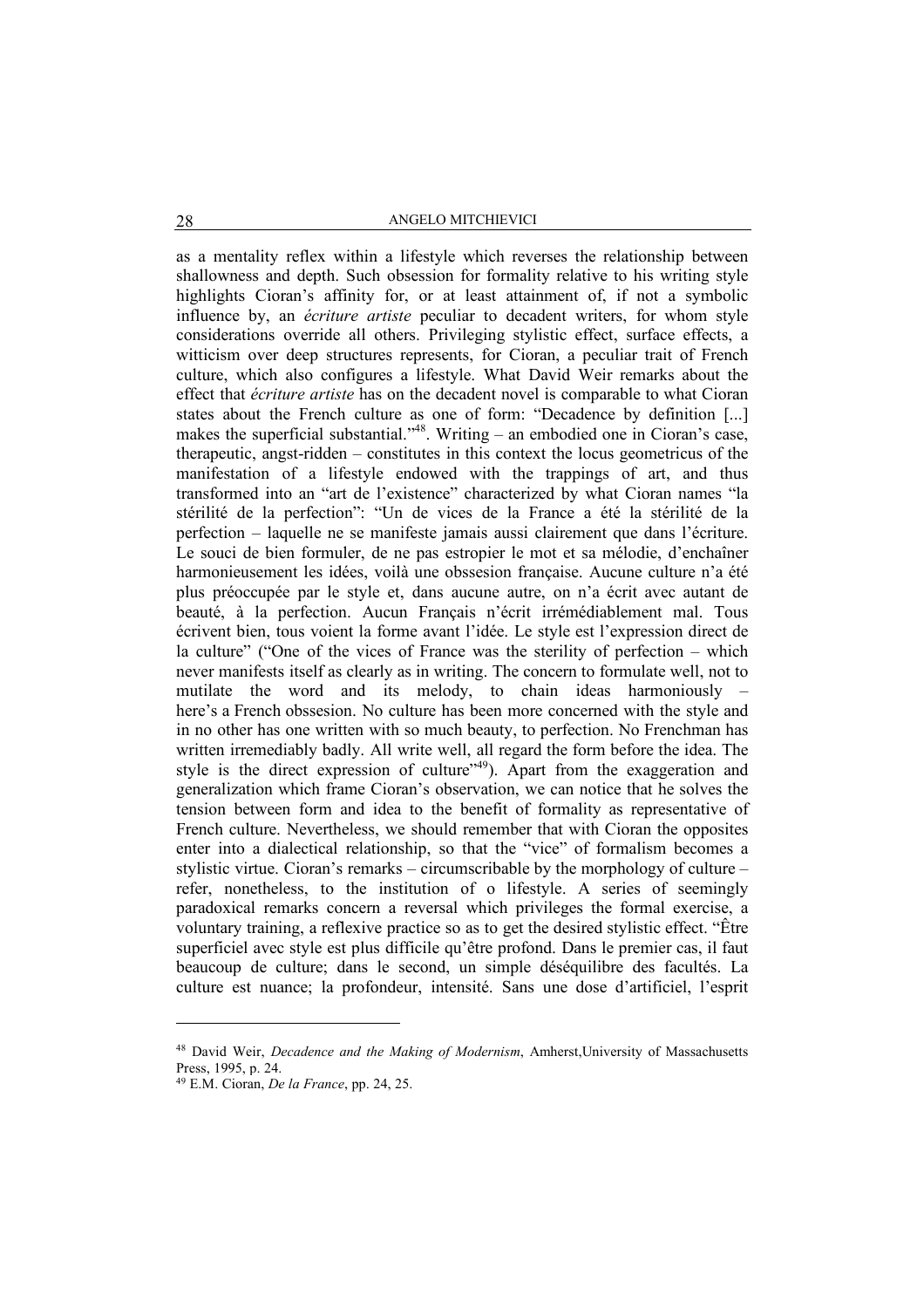as a mentality reflex within a lifestyle which reverses the relationship between shallowness and depth. Such obsession for formality relative to his writing style highlights Cioran's affinity for, or at least attainment of, if not a symbolic influence by, an *écriture artiste* peculiar to decadent writers, for whom style considerations override all others. Privileging stylistic effect, surface effects, a witticism over deep structures represents, for Cioran, a peculiar trait of French culture, which also configures a lifestyle. What David Weir remarks about the effect that *écriture artiste* has on the decadent novel is comparable to what Cioran states about the French culture as one of form: "Decadence by definition [...] makes the superficial substantial."[48]. Writing – an embodied one in Cioran's case, therapeutic, angst-ridden – constitutes in this context the locus geometricus of the manifestation of a lifestyle endowed with the trappings of art, and thus transformed into an "art de l'existence" characterized by what Cioran names "la stérilité de la perfection": "Un de vices de la France a été la stérilité de la perfection – laquelle ne se manifeste jamais aussi clairement que dans l'écriture. Le souci de bien formuler, de ne pas estropier le mot et sa mélodie, d'enchaîner harmonieusement les idées, voilà une obssesion française. Aucune culture n'a été plus préoccupée par le style et, dans aucune autre, on n'a écrit avec autant de beauté, à la perfection. Aucun Français n'écrit irrémédiablement mal. Tous écrivent bien, tous voient la forme avant l'idée. Le style est l'expression direct de la culture" ("One of the vices of France was the sterility of perfection – which never manifests itself as clearly as in writing. The concern to formulate well, not to mutilate the word and its melody, to chain ideas harmoniously – here's a French obssesion. No culture has been more concerned with the style and in no other has one written with so much beauty, to perfection. No Frenchman has written irremediably badly. All write well, all regard the form before the idea. The style is the direct expression of culture"[49]). Apart from the exaggeration and generalization which frame Cioran's observation, we can notice that he solves the tension between form and idea to the benefit of formality as representative of French culture. Nevertheless, we should remember that with Cioran the opposites enter into a dialectical relationship, so that the "vice" of formalism becomes a stylistic virtue. Cioran's remarks – circumscribable by the morphology of culture – refer, nonetheless, to the institution of o lifestyle. A series of seemingly paradoxical remarks concern a reversal which privileges the formal exercise, a voluntary training, a reflexive practice so as to get the desired stylistic effect. "Être superficiel avec style est plus difficile qu'être profond. Dans le premier cas, il faut beaucoup de culture; dans le second, un simple déséquilibre des facultés. La culture est nuance; la profondeur, intensité. Sans une dose d'artificiel, l'esprit

[48] David Weir, *Decadence and the Making of Modernism*, Amherst,University of Massachusetts Press, 1995, p. 24.

[49] E.M. Cioran, *De la France*, pp. 24, 25.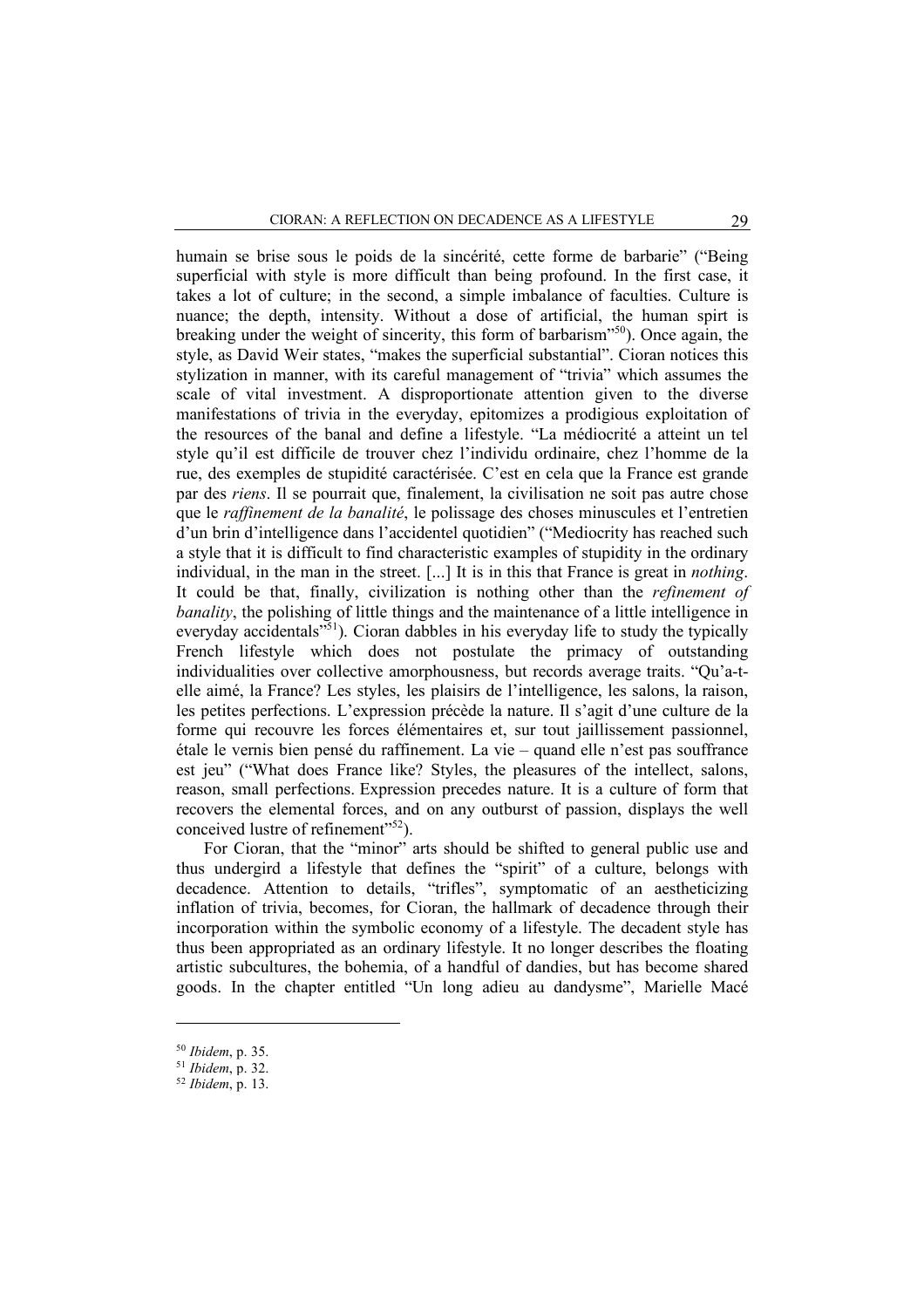humain se brise sous le poids de la sincérité, cette forme de barbarie" ("Being superficial with style is more difficult than being profound. In the first case, it takes a lot of culture; in the second, a simple imbalance of faculties. Culture is nuance; the depth, intensity. Without a dose of artificial, the human spirt is breaking under the weight of sincerity, this form of barbarism"[50]). Once again, the style, as David Weir states, "makes the superficial substantial". Cioran notices this stylization in manner, with its careful management of "trivia" which assumes the scale of vital investment. A disproportionate attention given to the diverse manifestations of trivia in the everyday, epitomizes a prodigious exploitation of the resources of the banal and define a lifestyle. "La médiocrité a atteint un tel style qu'il est difficile de trouver chez l'individu ordinaire, chez l'homme de la rue, des exemples de stupidité caractérisée. C'est en cela que la France est grande par des *riens*. Il se pourrait que, finalement, la civilisation ne soit pas autre chose que le *raffinement de la banalité*, le polissage des choses minuscules et l'entretien d'un brin d'intelligence dans l'accidentel quotidien" ("Mediocrity has reached such a style that it is difficult to find characteristic examples of stupidity in the ordinary individual, in the man in the street. [...] It is in this that France is great in *nothing*. It could be that, finally, civilization is nothing other than the *refinement of banality*, the polishing of little things and the maintenance of a little intelligence in everyday accidentals"[51]). Cioran dabbles in his everyday life to study the typically French lifestyle which does not postulate the primacy of outstanding individualities over collective amorphousness, but records average traits. "Qu'a-t-elle aimé, la France? Les styles, les plaisirs de l'intelligence, les salons, la raison, les petites perfections. L'expression précède la nature. Il s'agit d'une culture de la forme qui recouvre les forces élémentaires et, sur tout jaillissement passionnel, étale le vernis bien pensé du raffinement. La vie – quand elle n'est pas souffrance est jeu" ("What does France like? Styles, the pleasures of the intellect, salons, reason, small perfections. Expression precedes nature. It is a culture of form that recovers the elemental forces, and on any outburst of passion, displays the well conceived lustre of refinement"[52]).

For Cioran, that the "minor" arts should be shifted to general public use and thus undergird a lifestyle that defines the "spirit" of a culture, belongs with decadence. Attention to details, "trifles", symptomatic of an aestheticizing inflation of trivia, becomes, for Cioran, the hallmark of decadence through their incorporation within the symbolic economy of a lifestyle. The decadent style has thus been appropriated as an ordinary lifestyle. It no longer describes the floating artistic subcultures, the bohemia, of a handful of dandies, but has become shared goods. In the chapter entitled "Un long adieu au dandysme", Marielle Macé

---

[50] *Ibidem*, p. 35.

[51] *Ibidem*, p. 32.

[52] *Ibidem*, p. 13.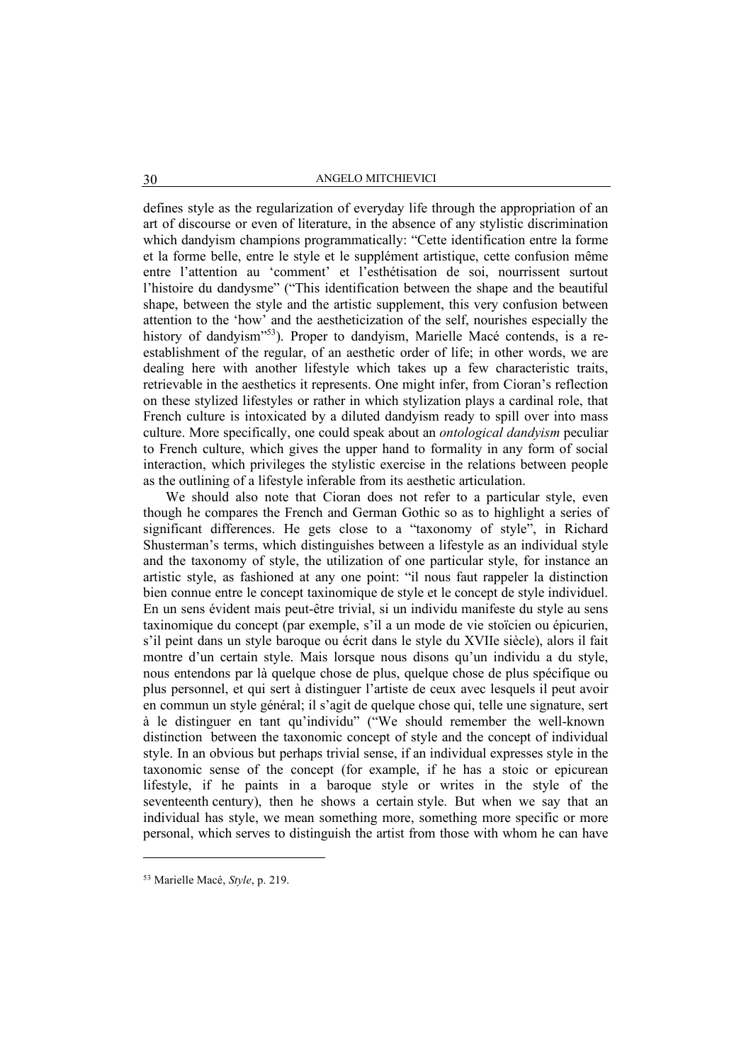defines style as the regularization of everyday life through the appropriation of an art of discourse or even of literature, in the absence of any stylistic discrimination which dandyism champions programmatically: "Cette identification entre la forme et la forme belle, entre le style et le supplément artistique, cette confusion même entre l'attention au 'comment' et l'esthétisation de soi, nourrissent surtout l'histoire du dandysme" ("This identification between the shape and the beautiful shape, between the style and the artistic supplement, this very confusion between attention to the 'how' and the aestheticization of the self, nourishes especially the history of dandyism"[53]). Proper to dandyism, Marielle Macé contends, is a re-establishment of the regular, of an aesthetic order of life; in other words, we are dealing here with another lifestyle which takes up a few characteristic traits, retrievable in the aesthetics it represents. One might infer, from Cioran's reflection on these stylized lifestyles or rather in which stylization plays a cardinal role, that French culture is intoxicated by a diluted dandyism ready to spill over into mass culture. More specifically, one could speak about an *ontological dandyism* peculiar to French culture, which gives the upper hand to formality in any form of social interaction, which privileges the stylistic exercise in the relations between people as the outlining of a lifestyle inferable from its aesthetic articulation.

We should also note that Cioran does not refer to a particular style, even though he compares the French and German Gothic so as to highlight a series of significant differences. He gets close to a "taxonomy of style", in Richard Shusterman's terms, which distinguishes between a lifestyle as an individual style and the taxonomy of style, the utilization of one particular style, for instance an artistic style, as fashioned at any one point: "il nous faut rappeler la distinction bien connue entre le concept taxinomique de style et le concept de style individuel. En un sens évident mais peut-être trivial, si un individu manifeste du style au sens taxinomique du concept (par exemple, s'il a un mode de vie stoïcien ou épicurien, s'il peint dans un style baroque ou écrit dans le style du XVIIe siècle), alors il fait montre d'un certain style. Mais lorsque nous disons qu'un individu a du style, nous entendons par là quelque chose de plus, quelque chose de plus spécifique ou plus personnel, et qui sert à distinguer l'artiste de ceux avec lesquels il peut avoir en commun un style général; il s'agit de quelque chose qui, telle une signature, sert à le distinguer en tant qu'individu" ("We should remember the well-known distinction between the taxonomic concept of style and the concept of individual style. In an obvious but perhaps trivial sense, if an individual expresses style in the taxonomic sense of the concept (for example, if he has a stoic or epicurean lifestyle, if he paints in a baroque style or writes in the style of the seventeenth century), then he shows a certain style. But when we say that an individual has style, we mean something more, something more specific or more personal, which serves to distinguish the artist from those with whom he can have

---

[53] Marielle Macé, *Style*, p. 219.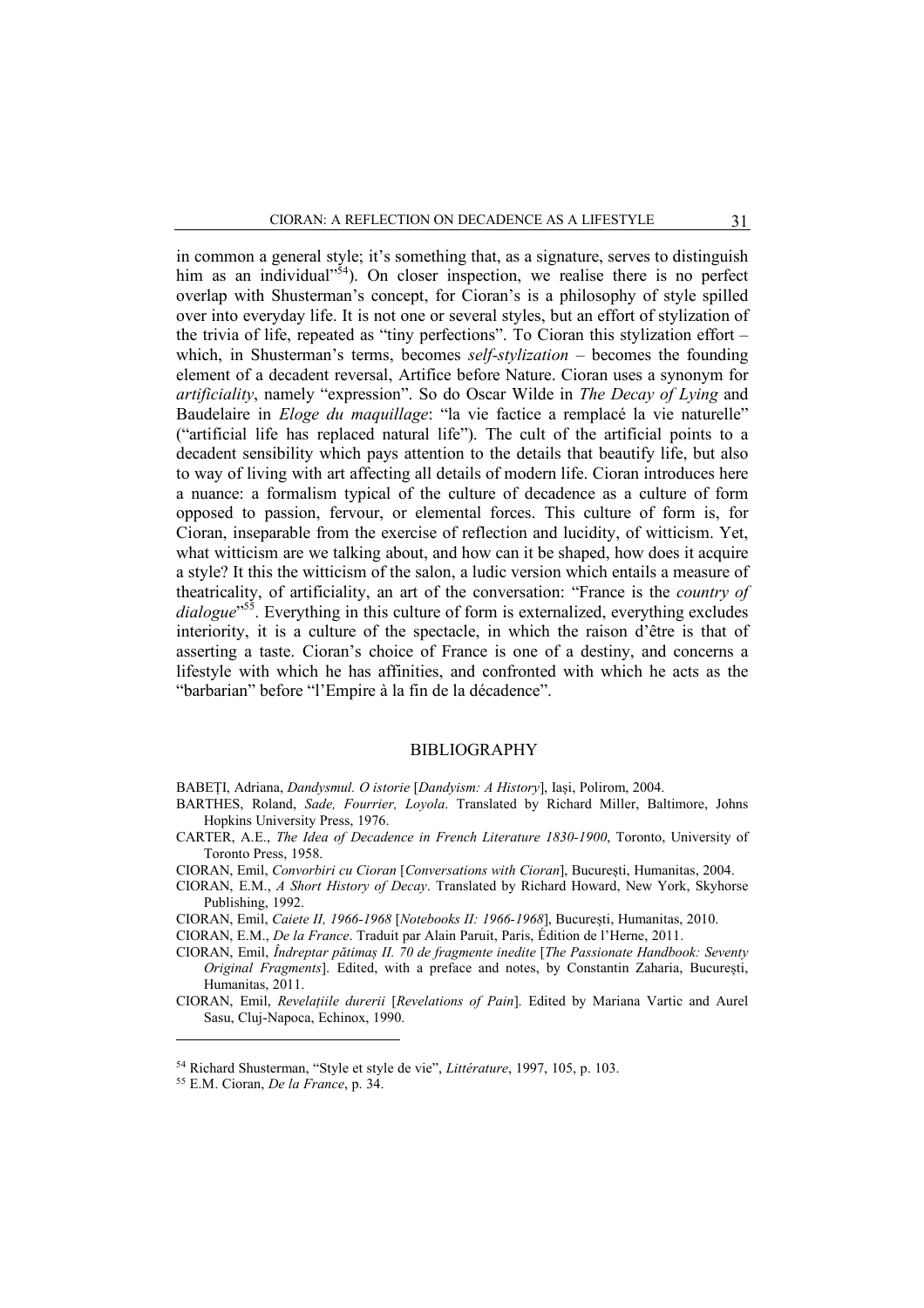in common a general style; it's something that, as a signature, serves to distinguish him as an individual"[54]). On closer inspection, we realise there is no perfect overlap with Shusterman's concept, for Cioran's is a philosophy of style spilled over into everyday life. It is not one or several styles, but an effort of stylization of the trivia of life, repeated as "tiny perfections". To Cioran this stylization effort – which, in Shusterman's terms, becomes *self-stylization* – becomes the founding element of a decadent reversal, Artifice before Nature. Cioran uses a synonym for *artificiality*, namely "expression". So do Oscar Wilde in *The Decay of Lying* and Baudelaire in *Eloge du maquillage*: "la vie factice a remplacé la vie naturelle" ("artificial life has replaced natural life"). The cult of the artificial points to a decadent sensibility which pays attention to the details that beautify life, but also to way of living with art affecting all details of modern life. Cioran introduces here a nuance: a formalism typical of the culture of decadence as a culture of form opposed to passion, fervour, or elemental forces. This culture of form is, for Cioran, inseparable from the exercise of reflection and lucidity, of witticism. Yet, what witticism are we talking about, and how can it be shaped, how does it acquire a style? It this the witticism of the salon, a ludic version which entails a measure of theatricality, of artificiality, an art of the conversation: "France is the *country of dialogue*"[55]. Everything in this culture of form is externalized, everything excludes interiority, it is a culture of the spectacle, in which the raison d'être is that of asserting a taste. Cioran's choice of France is one of a destiny, and concerns a lifestyle with which he has affinities, and confronted with which he acts as the "barbarian" before "l'Empire à la fin de la décadence".

## BIBLIOGRAPHY

BABEȚI, Adriana, *Dandysmul. O istorie* [*Dandyism: A History*], Iași, Polirom, 2004.

BARTHES, Roland, *Sade, Fourrier, Loyola*. Translated by Richard Miller, Baltimore, Johns Hopkins University Press, 1976.

CARTER, A.E., *The Idea of Decadence in French Literature 1830-1900*, Toronto, University of Toronto Press, 1958.

CIORAN, Emil, *Convorbiri cu Cioran* [*Conversations with Cioran*], București, Humanitas, 2004.

CIORAN, E.M., *A Short History of Decay*. Translated by Richard Howard, New York, Skyhorse Publishing, 1992.

CIORAN, Emil, *Caiete II, 1966-1968* [*Notebooks II: 1966-1968*], București, Humanitas, 2010.

CIORAN, E.M., *De la France*. Traduit par Alain Paruit, Paris, Édition de l'Herne, 2011.

CIORAN, Emil, *Îndreptar pătimaș II. 70 de fragmente inedite* [*The Passionate Handbook: Seventy Original Fragments*]. Edited, with a preface and notes, by Constantin Zaharia, București, Humanitas, 2011.

CIORAN, Emil, *Revelațiile durerii* [*Revelations of Pain*]. Edited by Mariana Vartic and Aurel Sasu, Cluj-Napoca, Echinox, 1990.

---

[54] Richard Shusterman, "Style et style de vie", *Littérature*, 1997, 105, p. 103.

[55] E.M. Cioran, *De la France*, p. 34.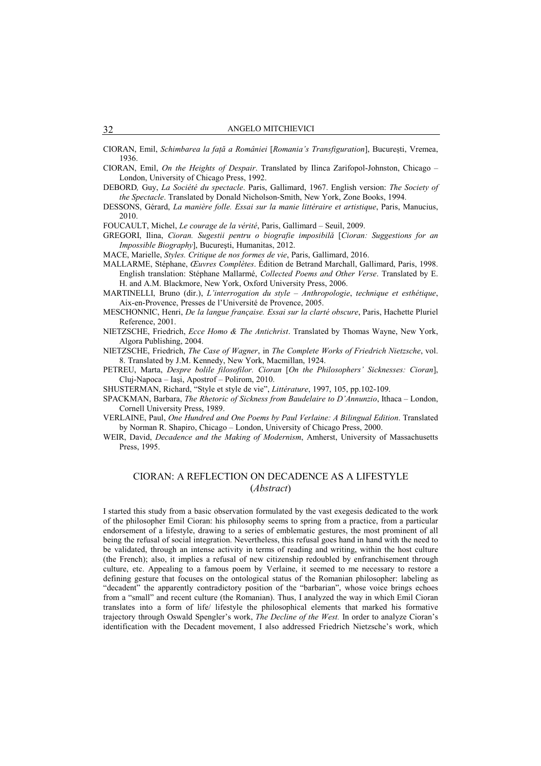CIORAN, Emil, *Schimbarea la faţă a României* [*Romania's Transfiguration*], Bucureşti, Vremea, 1936.

CIORAN, Emil, *On the Heights of Despair*. Translated by Ilinca Zarifopol-Johnston, Chicago – London, University of Chicago Press, 1992.

DEBORD*,* Guy, *La Société du spectacle*. Paris, Gallimard, 1967. English version: *The Society of the Spectacle*. Translated by Donald Nicholson-Smith, New York, Zone Books, 1994.

DESSONS, Gérard, *La manière folle. Essai sur la manie littéraire et artistique*, Paris, Manucius, 2010.

FOUCAULT, Michel, *Le courage de la vérité*, Paris, Gallimard – Seuil, 2009.

GREGORI, Ilina, *Cioran. Sugestii pentru o biografie imposibilă* [*Cioran: Suggestions for an Impossible Biography*], Bucureşti, Humanitas, 2012.

MACE, Marielle, *Styles. Critique de nos formes de vie*, Paris, Gallimard, 2016.

MALLARME, Stéphane, *Œuvres Complètes*. Édition de Betrand Marchall, Gallimard, Paris, 1998. English translation: Stéphane Mallarmé, *Collected Poems and Other Verse*. Translated by E. H. and A.M. Blackmore, New York, Oxford University Press, 2006.

MARTINELLI, Bruno (dir.), *L'interrogation du style – Anthropologie*, *technique et esthétique*, Aix-en-Provence, Presses de l'Université de Provence, 2005.

MESCHONNIC, Henri, *De la langue française. Essai sur la clarté obscure*, Paris, Hachette Pluriel Reference, 2001.

NIETZSCHE, Friedrich, *Ecce Homo & The Antichrist*. Translated by Thomas Wayne, New York, Algora Publishing, 2004.

NIETZSCHE, Friedrich, *The Case of Wagner*, in *The Complete Works of Friedrich Nietzsche*, vol. 8. Translated by J.M. Kennedy, New York, Macmillan, 1924.

PETREU, Marta, *Despre bolile filosofilor. Cioran* [*On the Philosophers' Sicknesses: Cioran*], Cluj-Napoca – Iaşi, Apostrof – Polirom, 2010.

SHUSTERMAN, Richard, "Style et style de vie", *Littérature*, 1997, 105, pp.102-109.

SPACKMAN, Barbara, *The Rhetoric of Sickness from Baudelaire to D'Annunzio*, Ithaca – London, Cornell University Press, 1989.

VERLAINE, Paul, *One Hundred and One Poems by Paul Verlaine: A Bilingual Edition*. Translated by Norman R. Shapiro, Chicago – London, University of Chicago Press, 2000.

WEIR, David, *Decadence and the Making of Modernism*, Amherst, University of Massachusetts Press, 1995.

## CIORAN: A REFLECTION ON DECADENCE AS A LIFESTYLE
(*Abstract*)

I started this study from a basic observation formulated by the vast exegesis dedicated to the work of the philosopher Emil Cioran: his philosophy seems to spring from a practice, from a particular endorsement of a lifestyle, drawing to a series of emblematic gestures, the most prominent of all being the refusal of social integration. Nevertheless, this refusal goes hand in hand with the need to be validated, through an intense activity in terms of reading and writing, within the host culture (the French); also, it implies a refusal of new citizenship redoubled by enfranchisement through culture, etc. Appealing to a famous poem by Verlaine, it seemed to me necessary to restore a defining gesture that focuses on the ontological status of the Romanian philosopher: labeling as "decadent" the apparently contradictory position of the "barbarian", whose voice brings echoes from a "small" and recent culture (the Romanian). Thus, I analyzed the way in which Emil Cioran translates into a form of life/ lifestyle the philosophical elements that marked his formative trajectory through Oswald Spengler's work, *The Decline of the West.* In order to analyze Cioran's identification with the Decadent movement, I also addressed Friedrich Nietzsche's work, which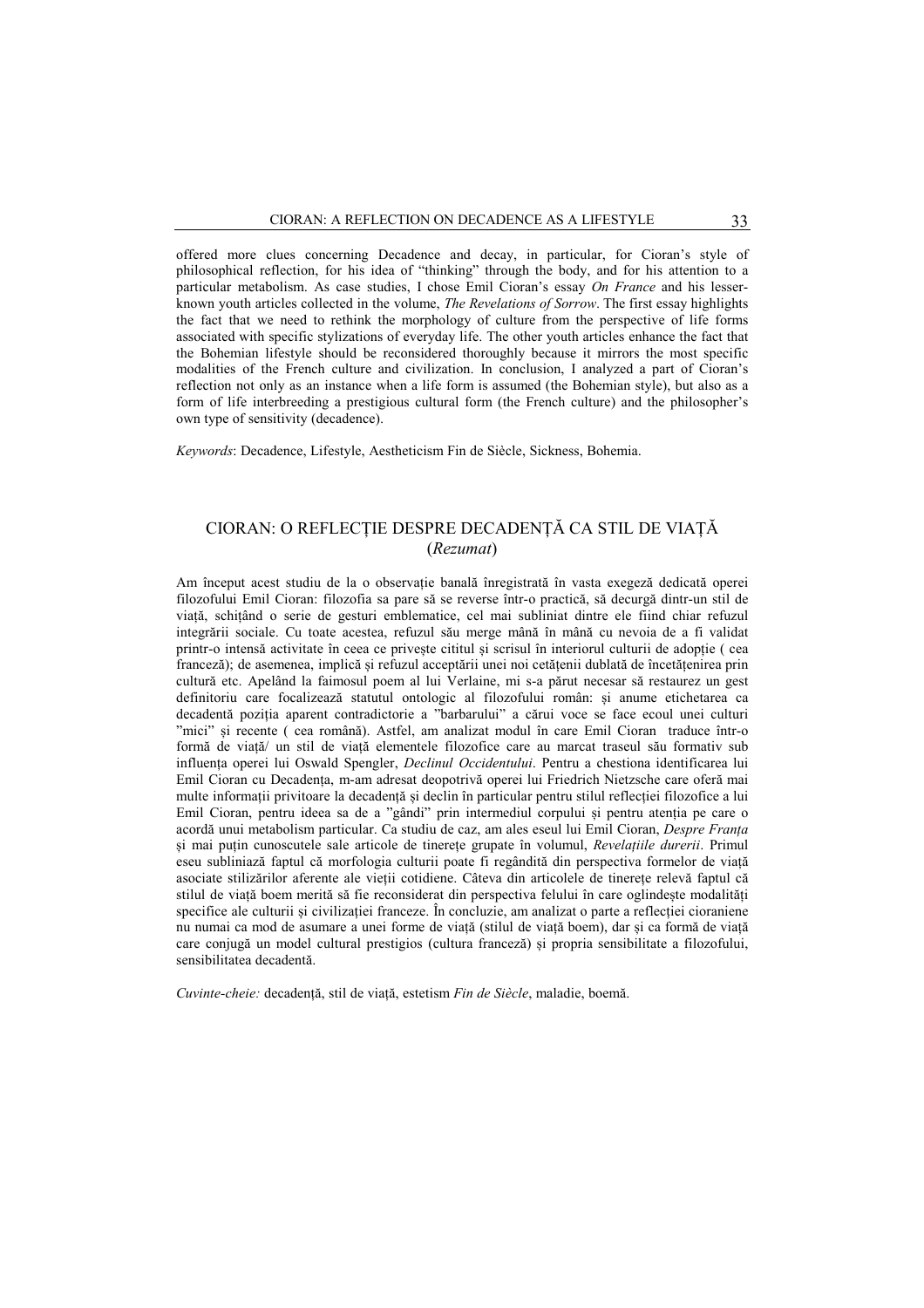offered more clues concerning Decadence and decay, in particular, for Cioran's style of philosophical reflection, for his idea of "thinking" through the body, and for his attention to a particular metabolism. As case studies, I chose Emil Cioran's essay *On France* and his lesser-known youth articles collected in the volume, *The Revelations of Sorrow*. The first essay highlights the fact that we need to rethink the morphology of culture from the perspective of life forms associated with specific stylizations of everyday life. The other youth articles enhance the fact that the Bohemian lifestyle should be reconsidered thoroughly because it mirrors the most specific modalities of the French culture and civilization. In conclusion, I analyzed a part of Cioran's reflection not only as an instance when a life form is assumed (the Bohemian style), but also as a form of life interbreeding a prestigious cultural form (the French culture) and the philosopher's own type of sensitivity (decadence).

*Keywords*: Decadence, Lifestyle, Aestheticism Fin de Siècle, Sickness, Bohemia.

## CIORAN: O REFLECȚIE DESPRE DECADENȚĂ CA STIL DE VIAȚĂ
(*Rezumat*)

Am început acest studiu de la o observație banală înregistrată în vasta exegeză dedicată operei filozofului Emil Cioran: filozofia sa pare să se reverse într-o practică, să decurgă dintr-un stil de viață, schițând o serie de gesturi emblematice, cel mai subliniat dintre ele fiind chiar refuzul integrării sociale. Cu toate acestea, refuzul său merge mână în mână cu nevoia de a fi validat printr-o intensă activitate în ceea ce privește cititul și scrisul în interiorul culturii de adopție ( cea franceză); de asemenea, implică și refuzul acceptării unei noi cetățenii dublată de încetățenirea prin cultură etc. Apelând la faimosul poem al lui Verlaine, mi s-a părut necesar să restaurez un gest definitoriu care focalizează statutul ontologic al filozofului român: și anume etichetarea ca decadentă poziția aparent contradictorie a "barbarului" a cărui voce se face ecoul unei culturi "mici" și recente ( cea română). Astfel, am analizat modul în care Emil Cioran traduce într-o formă de viață/ un stil de viață elementele filozofice care au marcat traseul său formativ sub influența operei lui Oswald Spengler, *Declinul Occidentului*. Pentru a chestiona identificarea lui Emil Cioran cu Decadența, m-am adresat deopotrivă operei lui Friedrich Nietzsche care oferă mai multe informații privitoare la decadență și declin în particular pentru stilul reflecției filozofice a lui Emil Cioran, pentru ideea sa de a "gândi" prin intermediul corpului și pentru atenția pe care o acordă unui metabolism particular. Ca studiu de caz, am ales eseul lui Emil Cioran, *Despre Franța* și mai puțin cunoscutele sale articole de tinerețe grupate în volumul, *Revelațiile durerii*. Primul eseu subliniază faptul că morfologia culturii poate fi regândită din perspectiva formelor de viață asociate stilizărilor aferente ale vieții cotidiene. Câteva din articolele de tinerețe relevă faptul că stilul de viață boem merită să fie reconsiderat din perspectiva felului în care oglindește modalități specifice ale culturii și civilizației franceze. În concluzie, am analizat o parte a reflecției cioraniene nu numai ca mod de asumare a unei forme de viață (stilul de viață boem), dar și ca formă de viață care conjugă un model cultural prestigios (cultura franceză) și propria sensibilitate a filozofului, sensibilitatea decadentă.

*Cuvinte-cheie:* decadență, stil de viață, estetism *Fin de Siècle*, maladie, boemă.